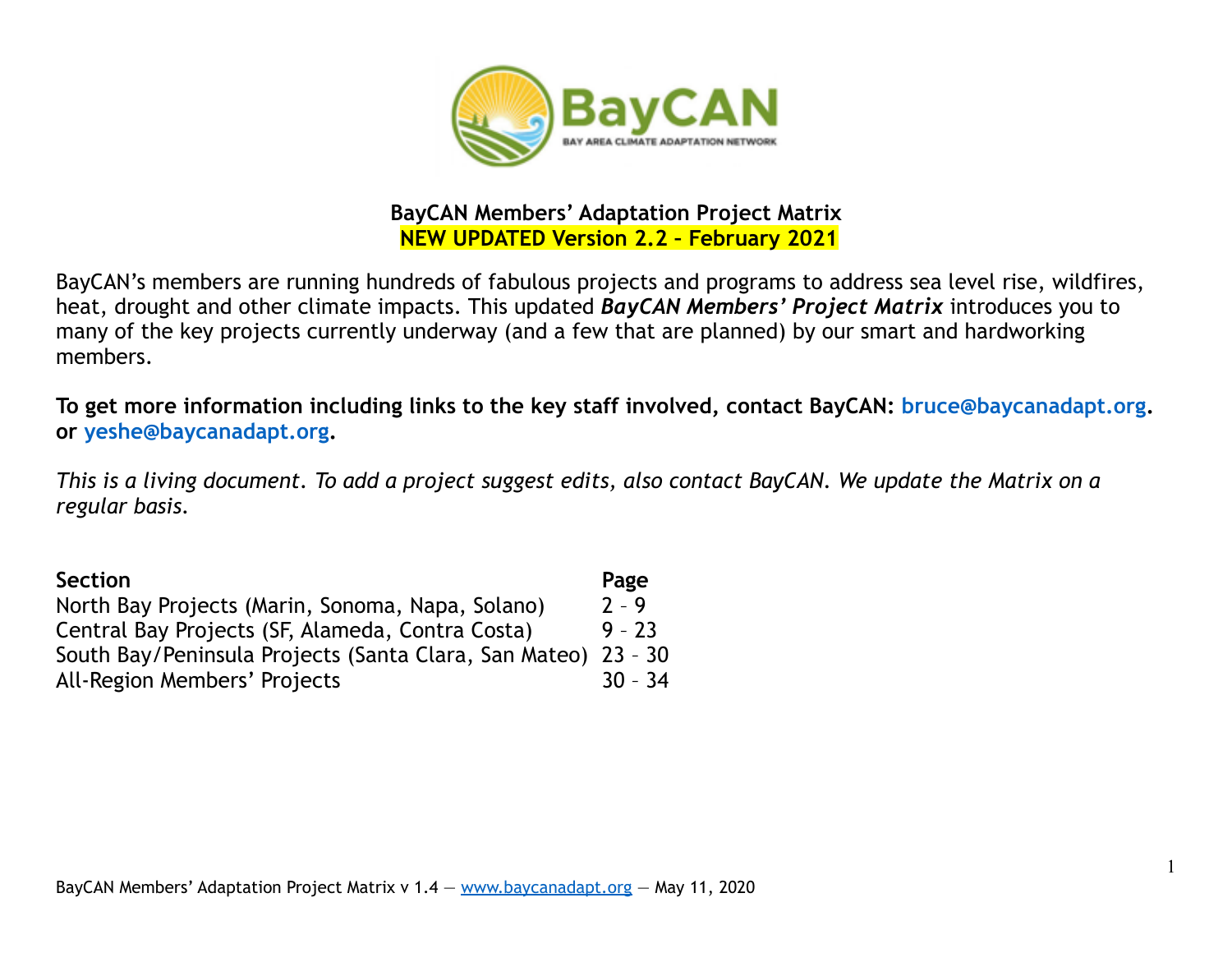**BayCAN Members' Adaptation Project Matrix**
**NEW UPDATED Version 2.2 – February 2021**

BayCAN's members are running hundreds of fabulous projects and programs to address sea level rise, wildfires, heat, drought and other climate impacts. This updated ***BayCAN Members' Project Matrix*** introduces you to many of the key projects currently underway (and a few that are planned) by our smart and hardworking members.

**To get more information including links to the key staff involved, contact BayCAN: bruce@baycanadapt.org. or yeshe@baycanadapt.org.**

*This is a living document. To add a project suggest edits, also contact BayCAN. We update the Matrix on a regular basis.*

| **Section** | **Page** |
|---|---|
| North Bay Projects (Marin, Sonoma, Napa, Solano) | 2 – 9 |
| Central Bay Projects (SF, Alameda, Contra Costa) | 9 – 23 |
| South Bay/Peninsula Projects (Santa Clara, San Mateo) | 23 – 30 |
| All-Region Members' Projects | 30 – 34 |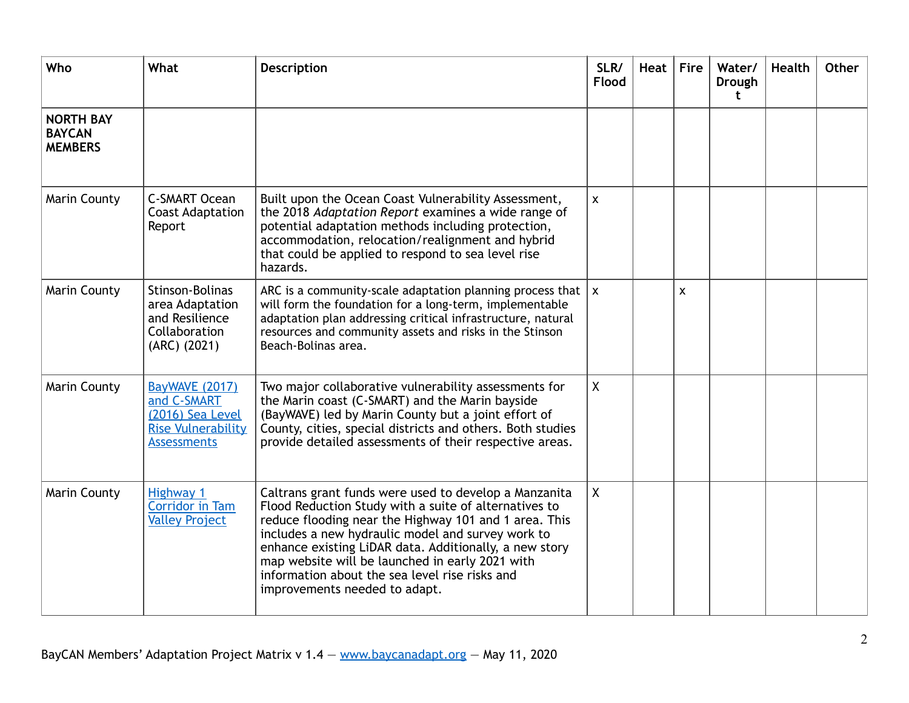| Who | What | Description | SLR/ Flood | Heat | Fire | Water/ Drought | Health | Other |
|---|---|---|---|---|---|---|---|---|
| **NORTH BAY BAYCAN MEMBERS** | | | | | | | | |
| Marin County | C-SMART Ocean Coast Adaptation Report | Built upon the Ocean Coast Vulnerability Assessment, the 2018 *Adaptation Report* examines a wide range of potential adaptation methods including protection, accommodation, relocation/realignment and hybrid that could be applied to respond to sea level rise hazards. | x | | | | | |
| Marin County | Stinson-Bolinas area Adaptation and Resilience Collaboration (ARC) (2021) | ARC is a community-scale adaptation planning process that will form the foundation for a long-term, implementable adaptation plan addressing critical infrastructure, natural resources and community assets and risks in the Stinson Beach-Bolinas area. | x | | x | | | |
| Marin County | BayWAVE (2017) and C-SMART (2016) Sea Level Rise Vulnerability Assessments | Two major collaborative vulnerability assessments for the Marin coast (C-SMART) and the Marin bayside (BayWAVE) led by Marin County but a joint effort of County, cities, special districts and others. Both studies provide detailed assessments of their respective areas. | X | | | | | |
| Marin County | Highway 1 Corridor in Tam Valley Project | Caltrans grant funds were used to develop a Manzanita Flood Reduction Study with a suite of alternatives to reduce flooding near the Highway 101 and 1 area. This includes a new hydraulic model and survey work to enhance existing LiDAR data. Additionally, a new story map website will be launched in early 2021 with information about the sea level rise risks and improvements needed to adapt. | X | | | | | |

BayCAN Members' Adaptation Project Matrix v 1.4 — www.baycanadapt.org — May 11, 2020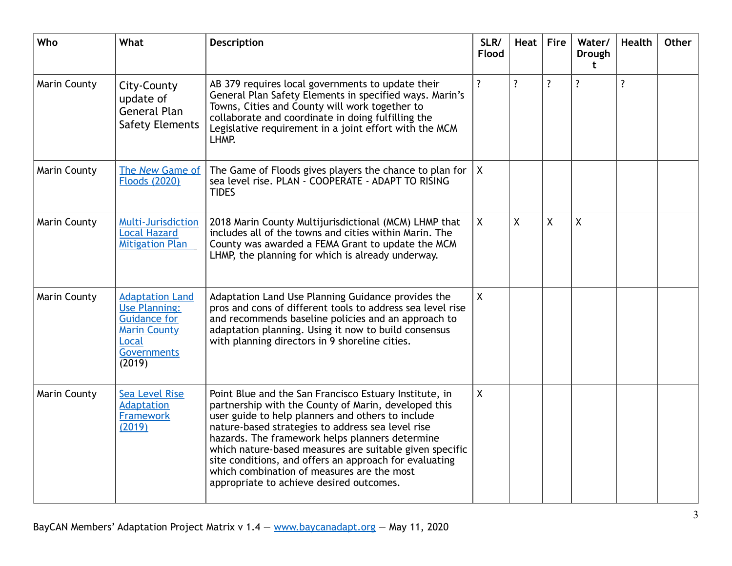| Who | What | Description | SLR/ Flood | Heat | Fire | Water/ Drought | Health | Other |
|---|---|---|---|---|---|---|---|---|
| Marin County | City-County update of General Plan Safety Elements | AB 379 requires local governments to update their General Plan Safety Elements in specified ways. Marin's Towns, Cities and County will work together to collaborate and coordinate in doing fulfilling the Legislative requirement in a joint effort with the MCM LHMP. | ? | ? | ? | ? | ? | |
| Marin County | The *New* Game of Floods (2020) | The Game of Floods gives players the chance to plan for sea level rise. PLAN - COOPERATE - ADAPT TO RISING TIDES | X | | | | | |
| Marin County | Multi-Jurisdiction Local Hazard Mitigation Plan | 2018 Marin County Multijurisdictional (MCM) LHMP that includes all of the towns and cities within Marin. The County was awarded a FEMA Grant to update the MCM LHMP, the planning for which is already underway. | X | X | X | X | | |
| Marin County | Adaptation Land Use Planning: Guidance for Marin County Local Governments (2019) | Adaptation Land Use Planning Guidance provides the pros and cons of different tools to address sea level rise and recommends baseline policies and an approach to adaptation planning. Using it now to build consensus with planning directors in 9 shoreline cities. | X | | | | | |
| Marin County | Sea Level Rise Adaptation Framework (2019) | Point Blue and the San Francisco Estuary Institute, in partnership with the County of Marin, developed this user guide to help planners and others to include nature-based strategies to address sea level rise hazards. The framework helps planners determine which nature-based measures are suitable given specific site conditions, and offers an approach for evaluating which combination of measures are the most appropriate to achieve desired outcomes. | X | | | | | |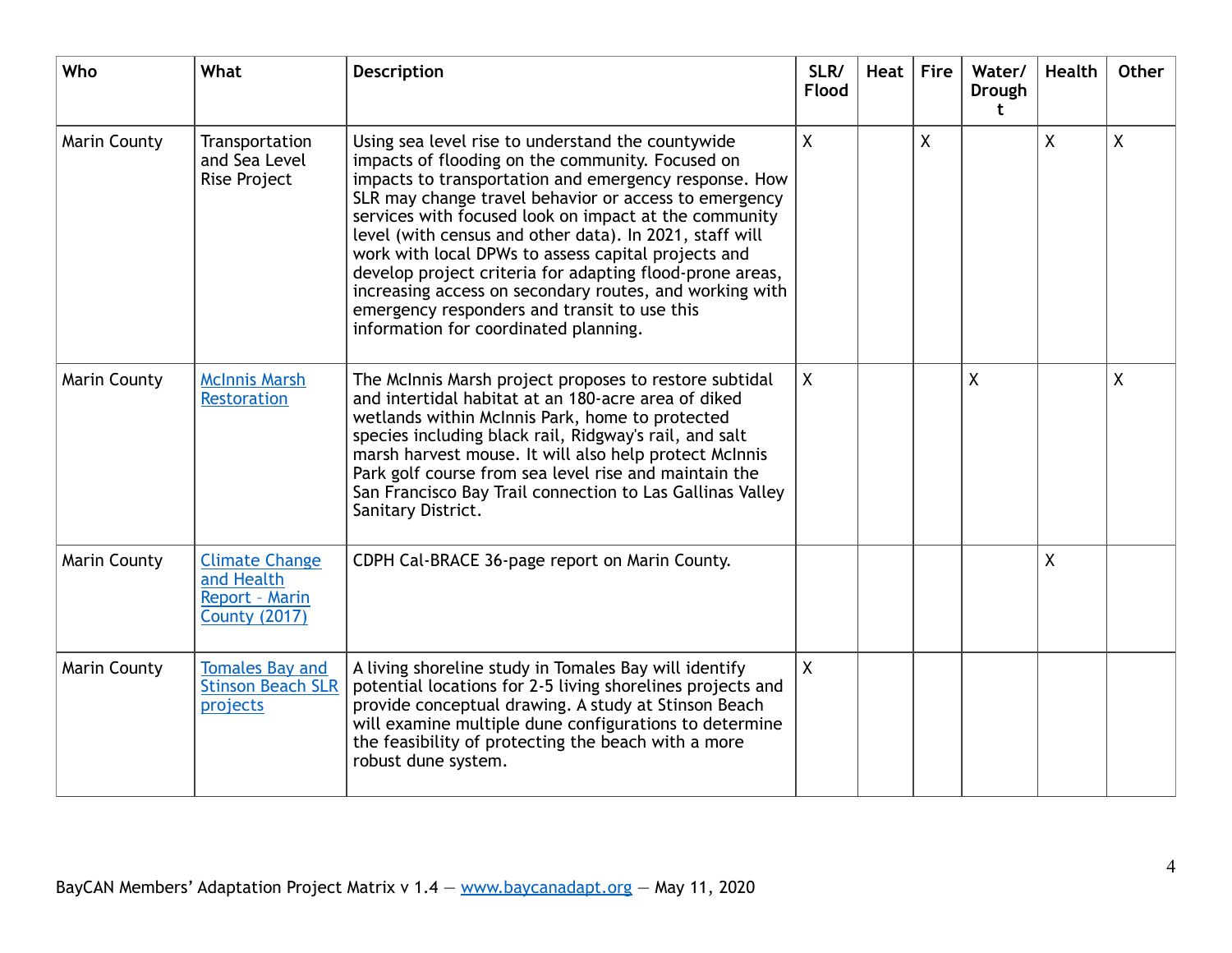| Who | What | Description | SLR/ Flood | Heat | Fire | Water/ Drought | Health | Other |
|---|---|---|---|---|---|---|---|---|
| Marin County | Transportation and Sea Level Rise Project | Using sea level rise to understand the countywide impacts of flooding on the community. Focused on impacts to transportation and emergency response. How SLR may change travel behavior or access to emergency services with focused look on impact at the community level (with census and other data). In 2021, staff will work with local DPWs to assess capital projects and develop project criteria for adapting flood-prone areas, increasing access on secondary routes, and working with emergency responders and transit to use this information for coordinated planning. | X | | X | | X | X |
| Marin County | McInnis Marsh Restoration | The McInnis Marsh project proposes to restore subtidal and intertidal habitat at an 180-acre area of diked wetlands within McInnis Park, home to protected species including black rail, Ridgway's rail, and salt marsh harvest mouse. It will also help protect McInnis Park golf course from sea level rise and maintain the San Francisco Bay Trail connection to Las Gallinas Valley Sanitary District. | X | | | X | | X |
| Marin County | Climate Change and Health Report - Marin County (2017) | CDPH Cal-BRACE 36-page report on Marin County. | | | | | X | |
| Marin County | Tomales Bay and Stinson Beach SLR projects | A living shoreline study in Tomales Bay will identify potential locations for 2-5 living shorelines projects and provide conceptual drawing. A study at Stinson Beach will examine multiple dune configurations to determine the feasibility of protecting the beach with a more robust dune system. | X | | | | | |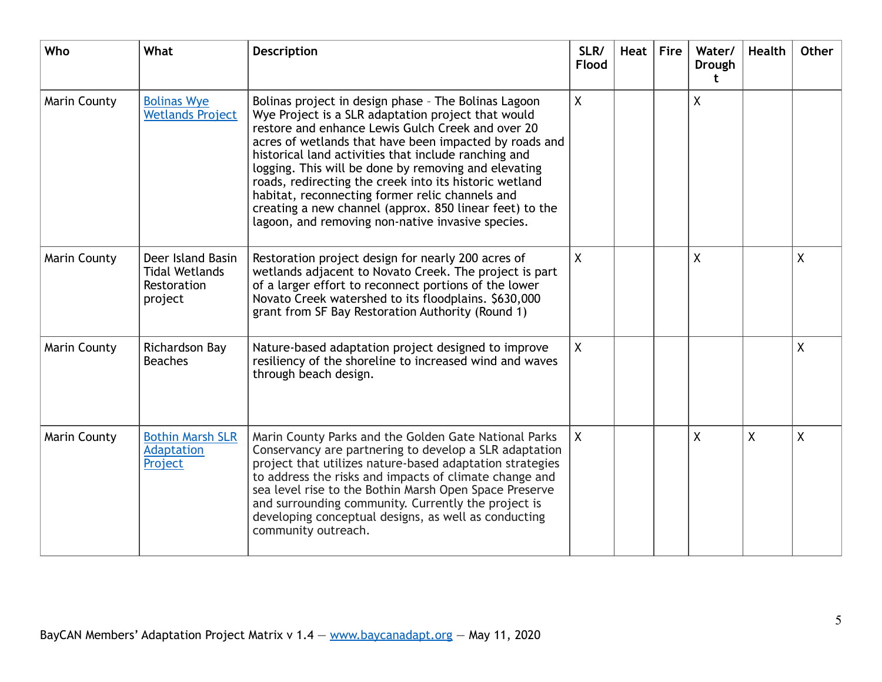| Who | What | Description | SLR/ Flood | Heat | Fire | Water/ Drought | Health | Other |
|---|---|---|---|---|---|---|---|---|
| Marin County | Bolinas Wye Wetlands Project | Bolinas project in design phase – The Bolinas Lagoon Wye Project is a SLR adaptation project that would restore and enhance Lewis Gulch Creek and over 20 acres of wetlands that have been impacted by roads and historical land activities that include ranching and logging. This will be done by removing and elevating roads, redirecting the creek into its historic wetland habitat, reconnecting former relic channels and creating a new channel (approx. 850 linear feet) to the lagoon, and removing non-native invasive species. | X | | | X | | |
| Marin County | Deer Island Basin Tidal Wetlands Restoration project | Restoration project design for nearly 200 acres of wetlands adjacent to Novato Creek. The project is part of a larger effort to reconnect portions of the lower Novato Creek watershed to its floodplains. $630,000 grant from SF Bay Restoration Authority (Round 1) | X | | | X | | X |
| Marin County | Richardson Bay Beaches | Nature-based adaptation project designed to improve resiliency of the shoreline to increased wind and waves through beach design. | X | | | | | X |
| Marin County | Bothin Marsh SLR Adaptation Project | Marin County Parks and the Golden Gate National Parks Conservancy are partnering to develop a SLR adaptation project that utilizes nature-based adaptation strategies to address the risks and impacts of climate change and sea level rise to the Bothin Marsh Open Space Preserve and surrounding community. Currently the project is developing conceptual designs, as well as conducting community outreach. | X | | | X | X | X |

BayCAN Members' Adaptation Project Matrix v 1.4 — www.baycanadapt.org — May 11, 2020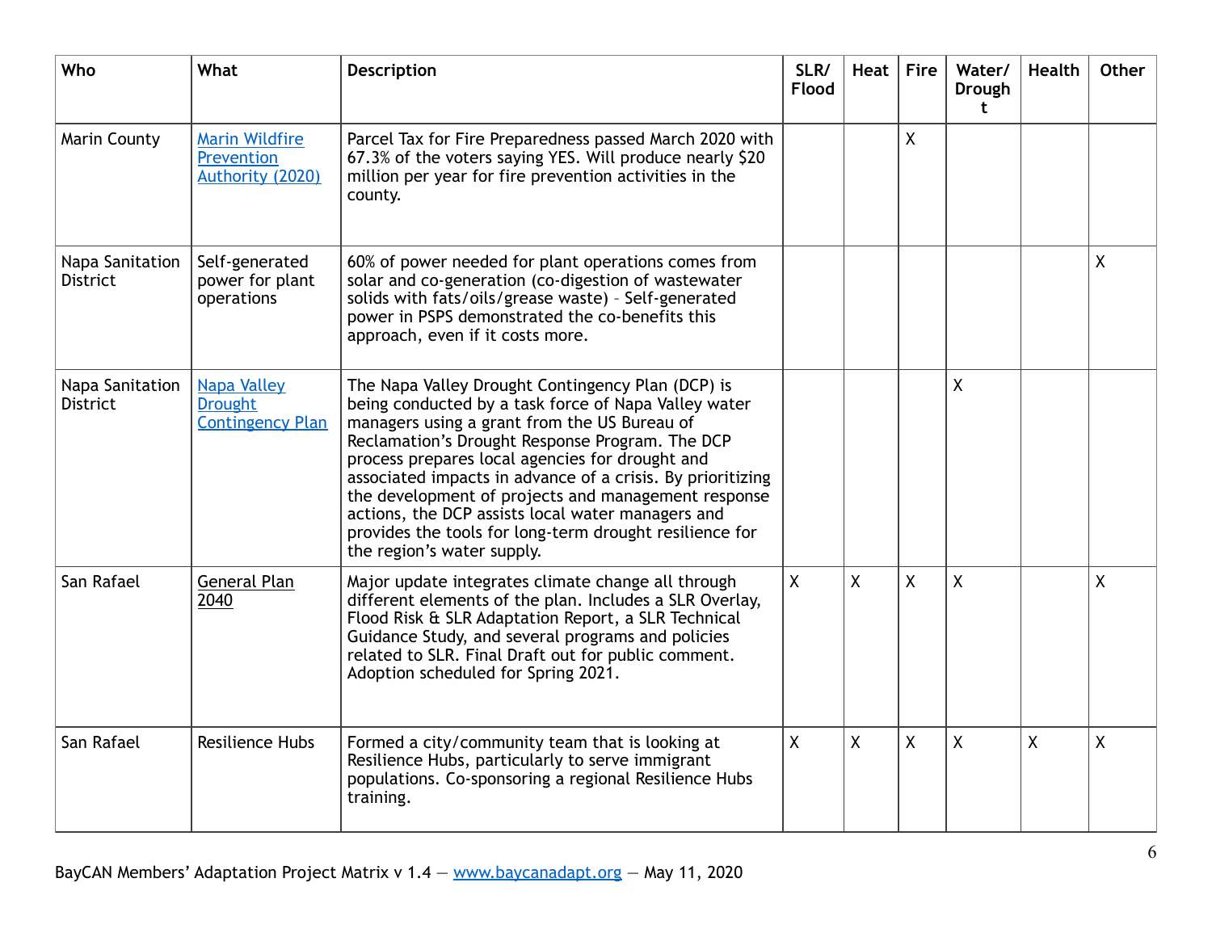| Who | What | Description | SLR/ Flood | Heat | Fire | Water/ Drought | Health | Other |
|---|---|---|---|---|---|---|---|---|
| Marin County | Marin Wildfire Prevention Authority (2020) | Parcel Tax for Fire Preparedness passed March 2020 with 67.3% of the voters saying YES. Will produce nearly $20 million per year for fire prevention activities in the county. | | | X | | | |
| Napa Sanitation District | Self-generated power for plant operations | 60% of power needed for plant operations comes from solar and co-generation (co-digestion of wastewater solids with fats/oils/grease waste) – Self-generated power in PSPS demonstrated the co-benefits this approach, even if it costs more. | | | | | | X |
| Napa Sanitation District | Napa Valley Drought Contingency Plan | The Napa Valley Drought Contingency Plan (DCP) is being conducted by a task force of Napa Valley water managers using a grant from the US Bureau of Reclamation's Drought Response Program. The DCP process prepares local agencies for drought and associated impacts in advance of a crisis. By prioritizing the development of projects and management response actions, the DCP assists local water managers and provides the tools for long-term drought resilience for the region's water supply. | | | | X | | |
| San Rafael | General Plan 2040 | Major update integrates climate change all through different elements of the plan. Includes a SLR Overlay, Flood Risk & SLR Adaptation Report, a SLR Technical Guidance Study, and several programs and policies related to SLR. Final Draft out for public comment. Adoption scheduled for Spring 2021. | X | X | X | X | | X |
| San Rafael | Resilience Hubs | Formed a city/community team that is looking at Resilience Hubs, particularly to serve immigrant populations. Co-sponsoring a regional Resilience Hubs training. | X | X | X | X | X | X |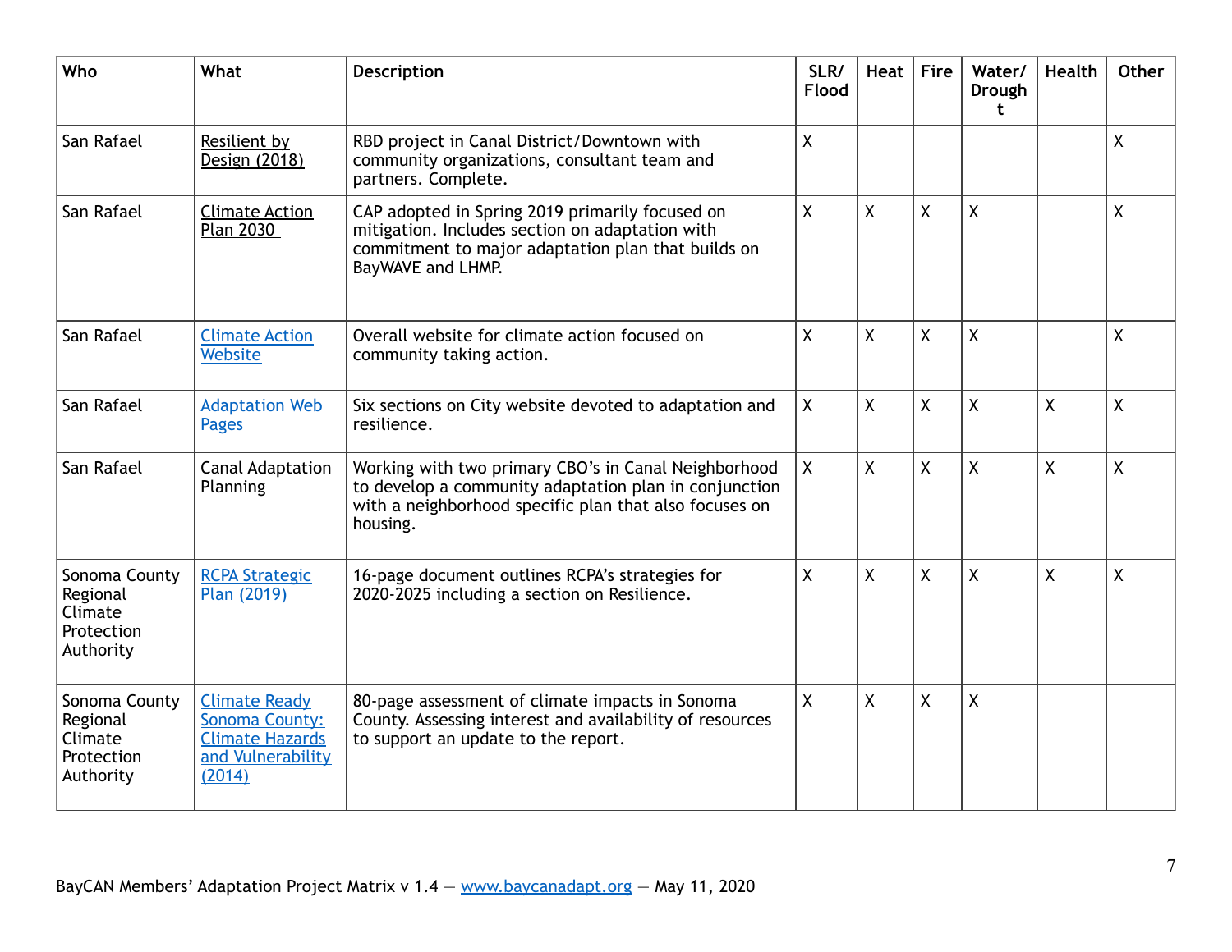| Who | What | Description | SLR/ Flood | Heat | Fire | Water/ Drought | Health | Other |
|---|---|---|---|---|---|---|---|---|
| San Rafael | Resilient by Design (2018) | RBD project in Canal District/Downtown with community organizations, consultant team and partners. Complete. | X | | | | | X |
| San Rafael | Climate Action Plan 2030 | CAP adopted in Spring 2019 primarily focused on mitigation. Includes section on adaptation with commitment to major adaptation plan that builds on BayWAVE and LHMP. | X | X | X | X | | X |
| San Rafael | Climate Action Website | Overall website for climate action focused on community taking action. | X | X | X | X | | X |
| San Rafael | Adaptation Web Pages | Six sections on City website devoted to adaptation and resilience. | X | X | X | X | X | X |
| San Rafael | Canal Adaptation Planning | Working with two primary CBO's in Canal Neighborhood to develop a community adaptation plan in conjunction with a neighborhood specific plan that also focuses on housing. | X | X | X | X | X | X |
| Sonoma County Regional Climate Protection Authority | RCPA Strategic Plan (2019) | 16-page document outlines RCPA's strategies for 2020-2025 including a section on Resilience. | X | X | X | X | X | X |
| Sonoma County Regional Climate Protection Authority | Climate Ready Sonoma County: Climate Hazards and Vulnerability (2014) | 80-page assessment of climate impacts in Sonoma County. Assessing interest and availability of resources to support an update to the report. | X | X | X | X | | |

BayCAN Members' Adaptation Project Matrix v 1.4 — www.baycanadapt.org — May 11, 2020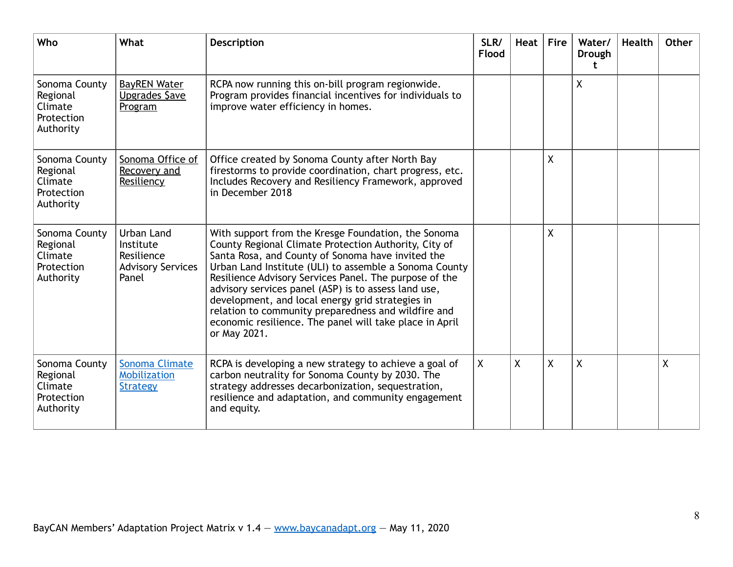| Who | What | Description | SLR/ Flood | Heat | Fire | Water/ Drought | Health | Other |
|---|---|---|---|---|---|---|---|---|
| Sonoma County Regional Climate Protection Authority | BayREN Water Upgrades $ave Program | RCPA now running this on-bill program regionwide. Program provides financial incentives for individuals to improve water efficiency in homes. | | | | X | | |
| Sonoma County Regional Climate Protection Authority | Sonoma Office of Recovery and Resiliency | Office created by Sonoma County after North Bay firestorms to provide coordination, chart progress, etc. Includes Recovery and Resiliency Framework, approved in December 2018 | | | X | | | |
| Sonoma County Regional Climate Protection Authority | Urban Land Institute Resilience Advisory Services Panel | With support from the Kresge Foundation, the Sonoma County Regional Climate Protection Authority, City of Santa Rosa, and County of Sonoma have invited the Urban Land Institute (ULI) to assemble a Sonoma County Resilience Advisory Services Panel. The purpose of the advisory services panel (ASP) is to assess land use, development, and local energy grid strategies in relation to community preparedness and wildfire and economic resilience. The panel will take place in April or May 2021. | | | X | | | |
| Sonoma County Regional Climate Protection Authority | Sonoma Climate Mobilization Strategy | RCPA is developing a new strategy to achieve a goal of carbon neutrality for Sonoma County by 2030. The strategy addresses decarbonization, sequestration, resilience and adaptation, and community engagement and equity. | X | X | X | X | | X |

BayCAN Members' Adaptation Project Matrix v 1.4 — www.baycanadapt.org — May 11, 2020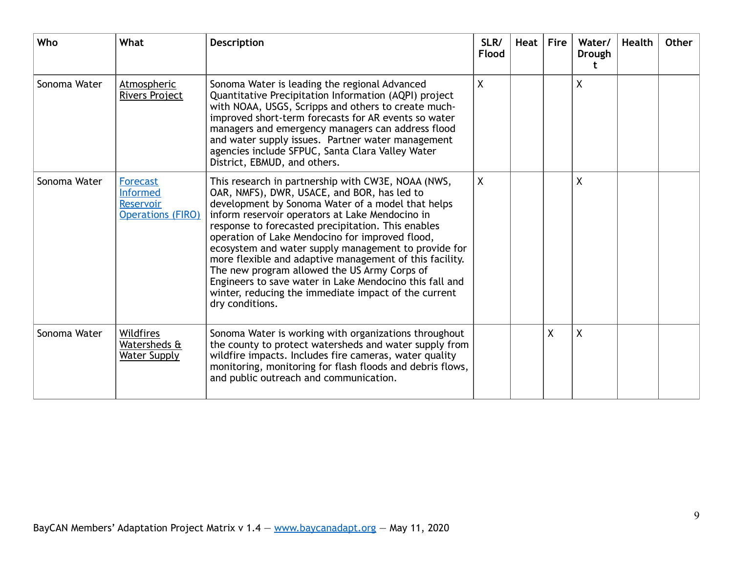| Who | What | Description | SLR/ Flood | Heat | Fire | Water/ Drought | Health | Other |
|---|---|---|---|---|---|---|---|---|
| Sonoma Water | Atmospheric Rivers Project | Sonoma Water is leading the regional Advanced Quantitative Precipitation Information (AQPI) project with NOAA, USGS, Scripps and others to create much-improved short-term forecasts for AR events so water managers and emergency managers can address flood and water supply issues. Partner water management agencies include SFPUC, Santa Clara Valley Water District, EBMUD, and others. | X | | | X | | |
| Sonoma Water | Forecast Informed Reservoir Operations (FIRO) | This research in partnership with CW3E, NOAA (NWS, OAR, NMFS), DWR, USACE, and BOR, has led to development by Sonoma Water of a model that helps inform reservoir operators at Lake Mendocino in response to forecasted precipitation. This enables operation of Lake Mendocino for improved flood, ecosystem and water supply management to provide for more flexible and adaptive management of this facility. The new program allowed the US Army Corps of Engineers to save water in Lake Mendocino this fall and winter, reducing the immediate impact of the current dry conditions. | X | | | X | | |
| Sonoma Water | Wildfires Watersheds & Water Supply | Sonoma Water is working with organizations throughout the county to protect watersheds and water supply from wildfire impacts. Includes fire cameras, water quality monitoring, monitoring for flash floods and debris flows, and public outreach and communication. | | | X | X | | |

BayCAN Members' Adaptation Project Matrix v 1.4 — www.baycanadapt.org — May 11, 2020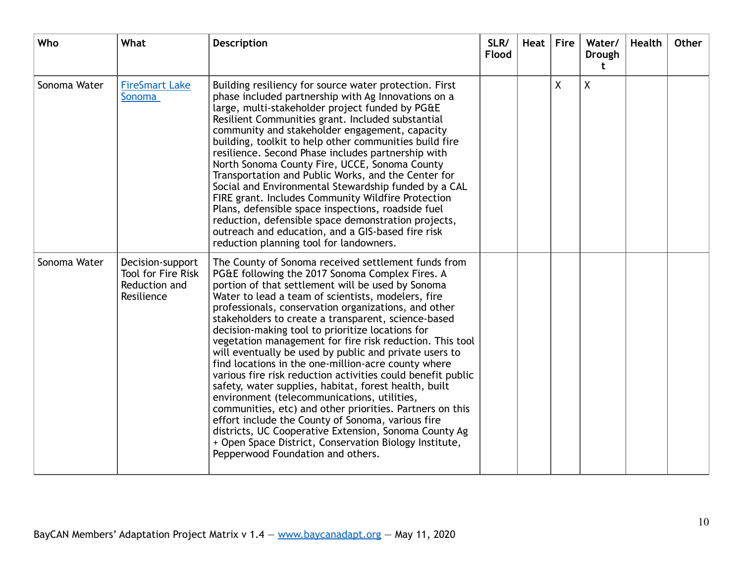| Who | What | Description | SLR/ Flood | Heat | Fire | Water/ Drought | Health | Other |
|---|---|---|---|---|---|---|---|---|
| Sonoma Water | [FireSmart Lake Sonoma](#) | Building resiliency for source water protection. First phase included partnership with Ag Innovations on a large, multi-stakeholder project funded by PG&E Resilient Communities grant. Included substantial community and stakeholder engagement, capacity building, toolkit to help other communities build fire resilience. Second Phase includes partnership with North Sonoma County Fire, UCCE, Sonoma County Transportation and Public Works, and the Center for Social and Environmental Stewardship funded by a CAL FIRE grant. Includes Community Wildfire Protection Plans, defensible space inspections, roadside fuel reduction, defensible space demonstration projects, outreach and education, and a GIS-based fire risk reduction planning tool for landowners. | | | X | X | | |
| Sonoma Water | Decision-support Tool for Fire Risk Reduction and Resilience | The County of Sonoma received settlement funds from PG&E following the 2017 Sonoma Complex Fires. A portion of that settlement will be used by Sonoma Water to lead a team of scientists, modelers, fire professionals, conservation organizations, and other stakeholders to create a transparent, science-based decision-making tool to prioritize locations for vegetation management for fire risk reduction. This tool will eventually be used by public and private users to find locations in the one-million-acre county where various fire risk reduction activities could benefit public safety, water supplies, habitat, forest health, built environment (telecommunications, utilities, communities, etc) and other priorities. Partners on this effort include the County of Sonoma, various fire districts, UC Cooperative Extension, Sonoma County Ag + Open Space District, Conservation Biology Institute, Pepperwood Foundation and others. | | | | | | |

BayCAN Members' Adaptation Project Matrix v 1.4 — [www.baycanadapt.org](http://www.baycanadapt.org) — May 11, 2020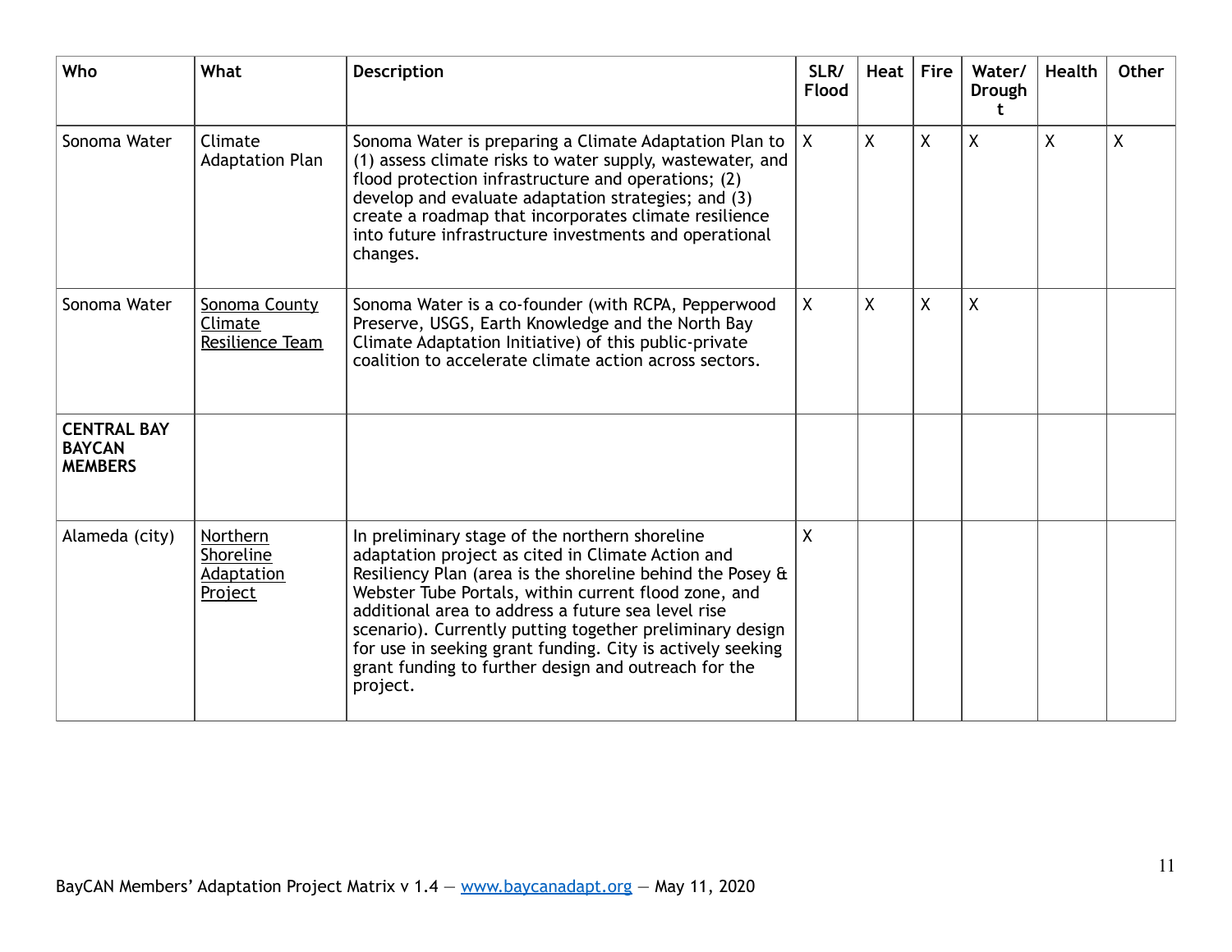| Who | What | Description | SLR/ Flood | Heat | Fire | Water/ Drought | Health | Other |
|---|---|---|---|---|---|---|---|---|
| Sonoma Water | Climate Adaptation Plan | Sonoma Water is preparing a Climate Adaptation Plan to (1) assess climate risks to water supply, wastewater, and flood protection infrastructure and operations; (2) develop and evaluate adaptation strategies; and (3) create a roadmap that incorporates climate resilience into future infrastructure investments and operational changes. | X | X | X | X | X | X |
| Sonoma Water | Sonoma County Climate Resilience Team | Sonoma Water is a co-founder (with RCPA, Pepperwood Preserve, USGS, Earth Knowledge and the North Bay Climate Adaptation Initiative) of this public-private coalition to accelerate climate action across sectors. | X | X | X | X | | |
| **CENTRAL BAY BAYCAN MEMBERS** | | | | | | | | |
| Alameda (city) | Northern Shoreline Adaptation Project | In preliminary stage of the northern shoreline adaptation project as cited in Climate Action and Resiliency Plan (area is the shoreline behind the Posey & Webster Tube Portals, within current flood zone, and additional area to address a future sea level rise scenario). Currently putting together preliminary design for use in seeking grant funding. City is actively seeking grant funding to further design and outreach for the project. | X | | | | | |

BayCAN Members' Adaptation Project Matrix v 1.4 — www.baycanadapt.org — May 11, 2020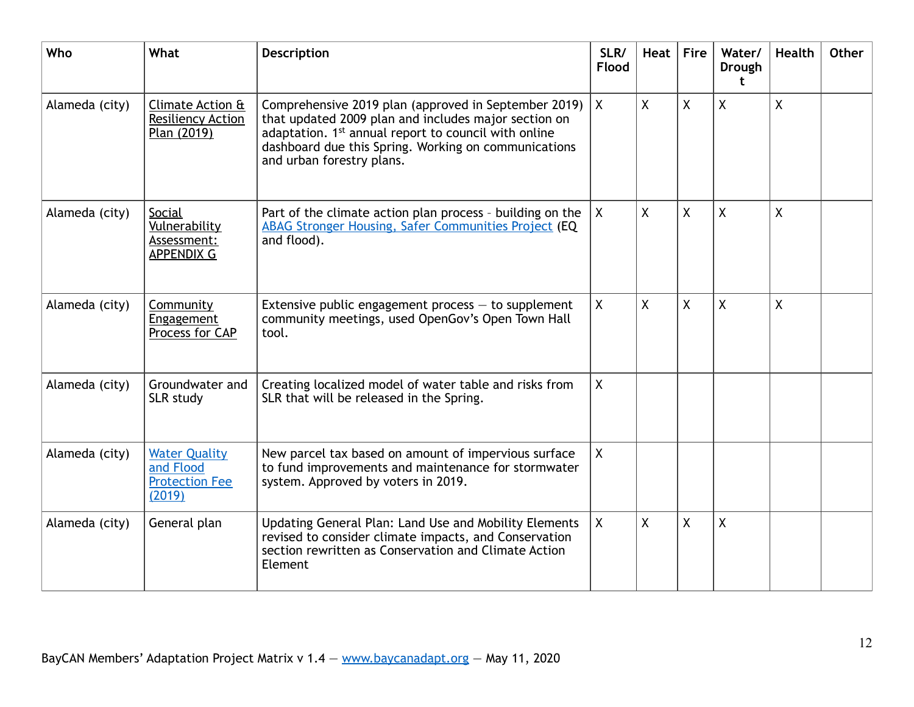| Who | What | Description | SLR/ Flood | Heat | Fire | Water/ Drought | Health | Other |
|---|---|---|---|---|---|---|---|---|
| Alameda (city) | Climate Action & Resiliency Action Plan (2019) | Comprehensive 2019 plan (approved in September 2019) that updated 2009 plan and includes major section on adaptation. 1st annual report to council with online dashboard due this Spring. Working on communications and urban forestry plans. | X | X | X | X | X | |
| Alameda (city) | Social Vulnerability Assessment: APPENDIX G | Part of the climate action plan process – building on the ABAG Stronger Housing, Safer Communities Project (EQ and flood). | X | X | X | X | X | |
| Alameda (city) | Community Engagement Process for CAP | Extensive public engagement process — to supplement community meetings, used OpenGov's Open Town Hall tool. | X | X | X | X | X | |
| Alameda (city) | Groundwater and SLR study | Creating localized model of water table and risks from SLR that will be released in the Spring. | X | | | | | |
| Alameda (city) | Water Quality and Flood Protection Fee (2019) | New parcel tax based on amount of impervious surface to fund improvements and maintenance for stormwater system. Approved by voters in 2019. | X | | | | | |
| Alameda (city) | General plan | Updating General Plan: Land Use and Mobility Elements revised to consider climate impacts, and Conservation section rewritten as Conservation and Climate Action Element | X | X | X | X | | |

BayCAN Members' Adaptation Project Matrix v 1.4 — www.baycanadapt.org — May 11, 2020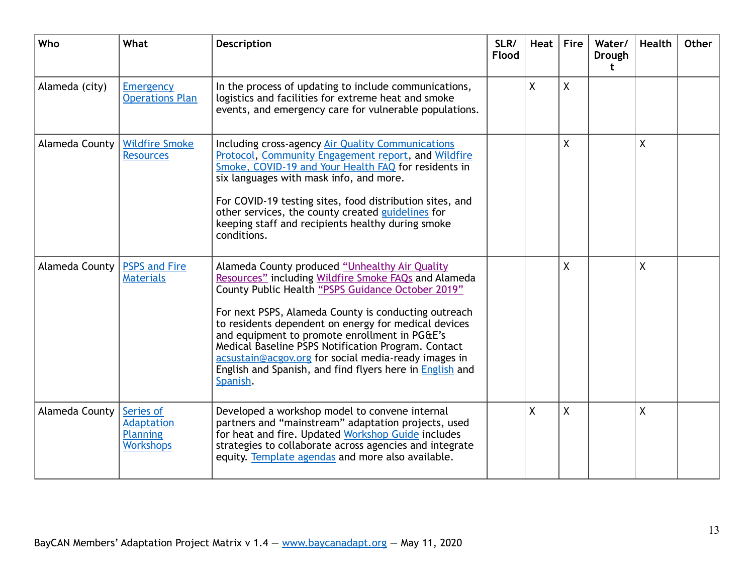| Who | What | Description | SLR/ Flood | Heat | Fire | Water/ Drought | Health | Other |
|---|---|---|---|---|---|---|---|---|
| Alameda (city) | Emergency Operations Plan | In the process of updating to include communications, logistics and facilities for extreme heat and smoke events, and emergency care for vulnerable populations. | | X | X | | | |
| Alameda County | Wildfire Smoke Resources | Including cross-agency Air Quality Communications Protocol, Community Engagement report, and Wildfire Smoke, COVID-19 and Your Health FAQ for residents in six languages with mask info, and more.<br><br>For COVID-19 testing sites, food distribution sites, and other services, the county created guidelines for keeping staff and recipients healthy during smoke conditions. | | | X | | X | |
| Alameda County | PSPS and Fire Materials | Alameda County produced "Unhealthy Air Quality Resources" including Wildfire Smoke FAQs and Alameda County Public Health "PSPS Guidance October 2019"<br><br>For next PSPS, Alameda County is conducting outreach to residents dependent on energy for medical devices and equipment to promote enrollment in PG&E's Medical Baseline PSPS Notification Program. Contact acsustain@acgov.org for social media-ready images in English and Spanish, and find flyers here in English and Spanish. | | | X | | X | |
| Alameda County | Series of Adaptation Planning Workshops | Developed a workshop model to convene internal partners and "mainstream" adaptation projects, used for heat and fire. Updated Workshop Guide includes strategies to collaborate across agencies and integrate equity. Template agendas and more also available. | | X | X | | X | |

BayCAN Members' Adaptation Project Matrix v 1.4 — www.baycanadapt.org — May 11, 2020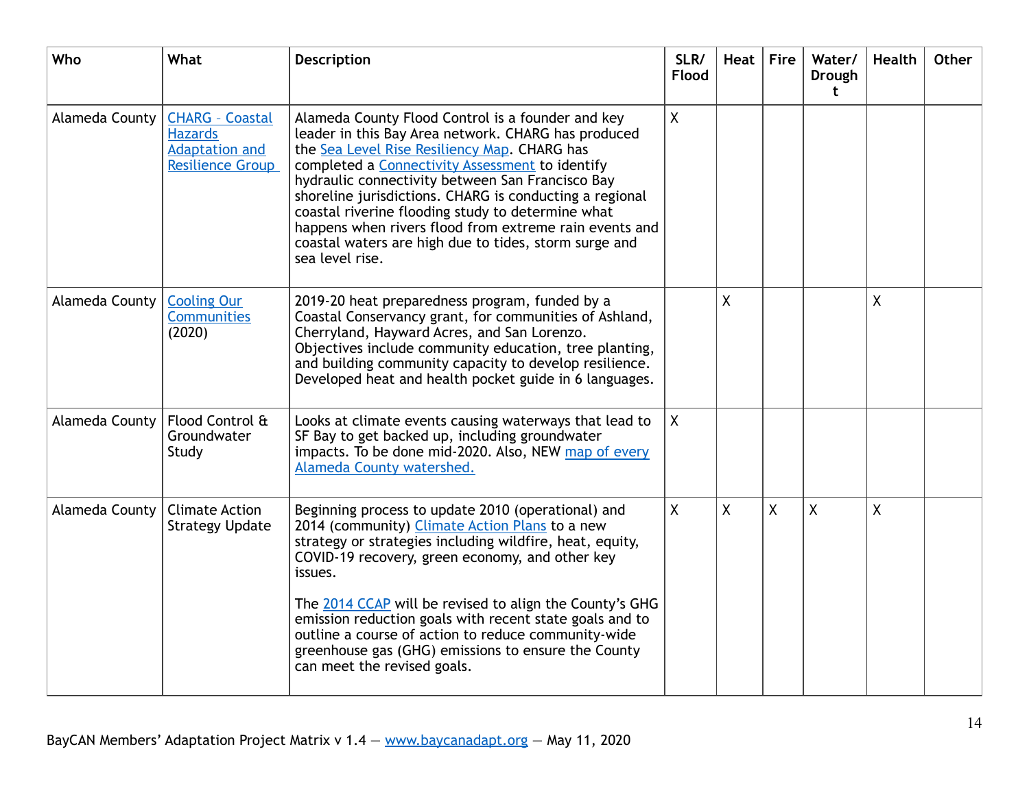| Who | What | Description | SLR/ Flood | Heat | Fire | Water/ Drought | Health | Other |
|---|---|---|---|---|---|---|---|---|
| Alameda County | CHARG – Coastal Hazards Adaptation and Resilience Group | Alameda County Flood Control is a founder and key leader in this Bay Area network. CHARG has produced the Sea Level Rise Resiliency Map. CHARG has completed a Connectivity Assessment to identify hydraulic connectivity between San Francisco Bay shoreline jurisdictions. CHARG is conducting a regional coastal riverine flooding study to determine what happens when rivers flood from extreme rain events and coastal waters are high due to tides, storm surge and sea level rise. | X | | | | | |
| Alameda County | Cooling Our Communities (2020) | 2019-20 heat preparedness program, funded by a Coastal Conservancy grant, for communities of Ashland, Cherryland, Hayward Acres, and San Lorenzo. Objectives include community education, tree planting, and building community capacity to develop resilience. Developed heat and health pocket guide in 6 languages. | | X | | | X | |
| Alameda County | Flood Control & Groundwater Study | Looks at climate events causing waterways that lead to SF Bay to get backed up, including groundwater impacts. To be done mid-2020. Also, NEW map of every Alameda County watershed. | X | | | | | |
| Alameda County | Climate Action Strategy Update | Beginning process to update 2010 (operational) and 2014 (community) Climate Action Plans to a new strategy or strategies including wildfire, heat, equity, COVID-19 recovery, green economy, and other key issues.<br><br>The 2014 CCAP will be revised to align the County's GHG emission reduction goals with recent state goals and to outline a course of action to reduce community-wide greenhouse gas (GHG) emissions to ensure the County can meet the revised goals. | X | X | X | X | X | |

BayCAN Members' Adaptation Project Matrix v 1.4 — www.baycanadapt.org — May 11, 2020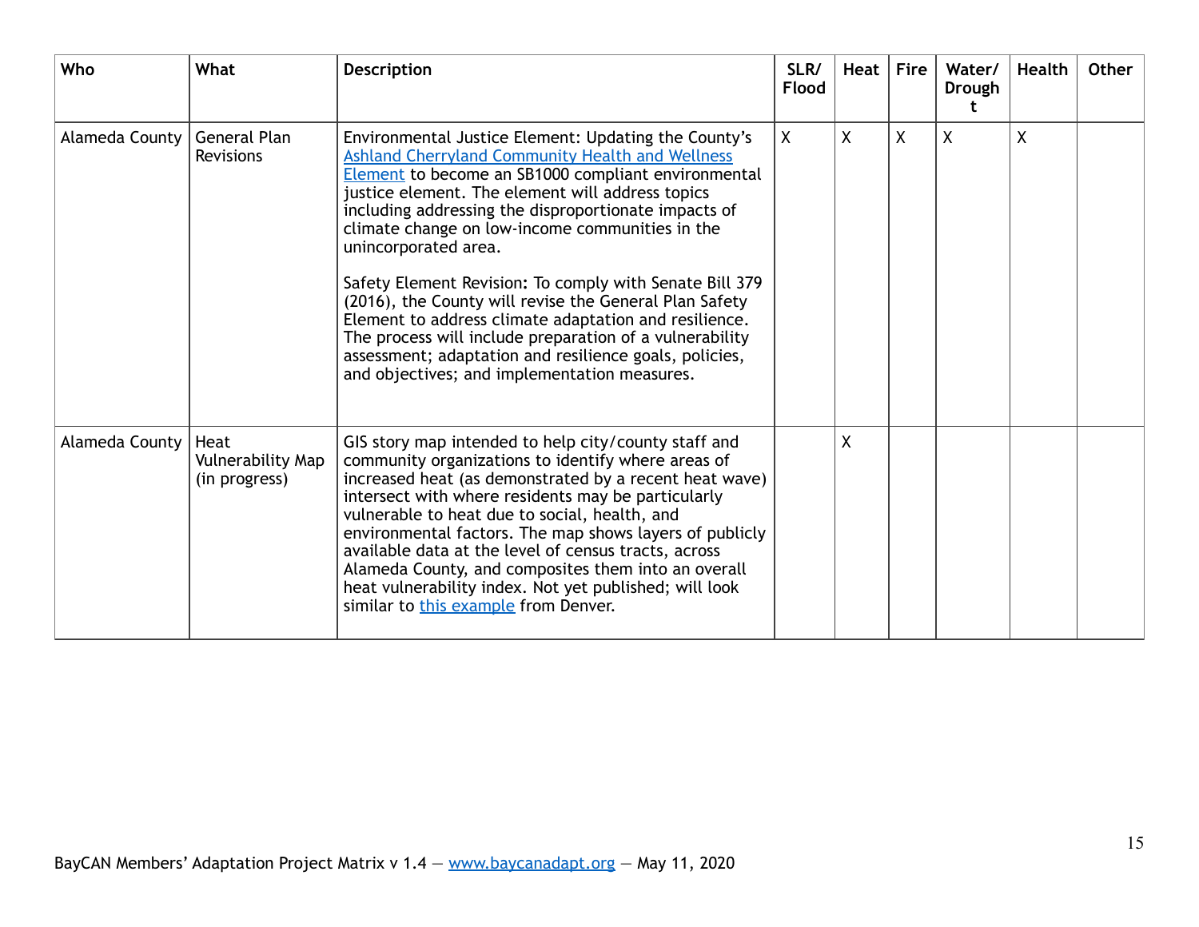| Who | What | Description | SLR/ Flood | Heat | Fire | Water/ Drought | Health | Other |
|---|---|---|---|---|---|---|---|---|
| Alameda County | General Plan Revisions | Environmental Justice Element: Updating the County's Ashland Cherryland Community Health and Wellness Element to become an SB1000 compliant environmental justice element. The element will address topics including addressing the disproportionate impacts of climate change on low-income communities in the unincorporated area.<br><br>Safety Element Revision: To comply with Senate Bill 379 (2016), the County will revise the General Plan Safety Element to address climate adaptation and resilience. The process will include preparation of a vulnerability assessment; adaptation and resilience goals, policies, and objectives; and implementation measures. | X | X | X | X | X | |
| Alameda County | Heat Vulnerability Map (in progress) | GIS story map intended to help city/county staff and community organizations to identify where areas of increased heat (as demonstrated by a recent heat wave) intersect with where residents may be particularly vulnerable to heat due to social, health, and environmental factors. The map shows layers of publicly available data at the level of census tracts, across Alameda County, and composites them into an overall heat vulnerability index. Not yet published; will look similar to this example from Denver. | | X | | | | |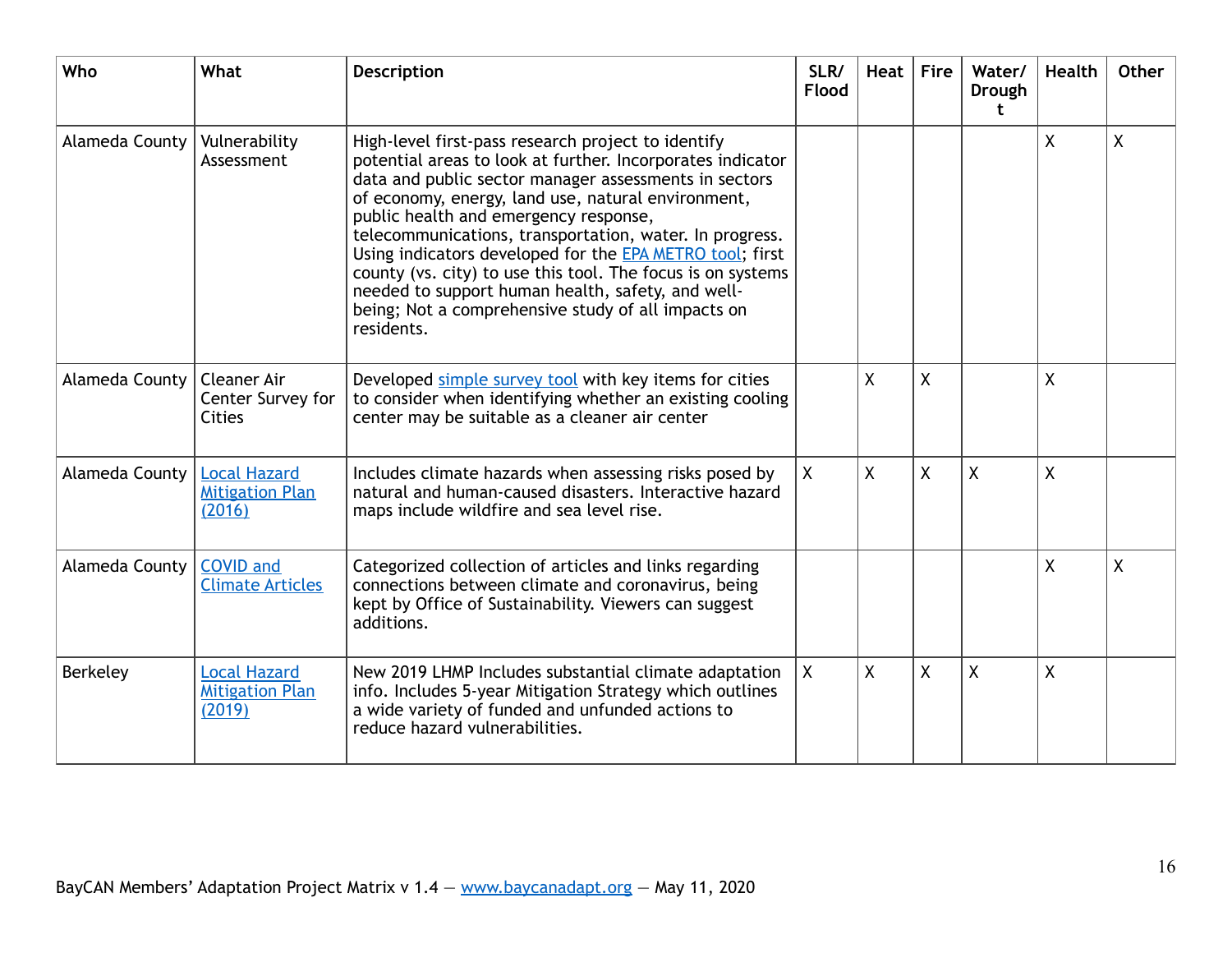| Who | What | Description | SLR/ Flood | Heat | Fire | Water/ Drought | Health | Other |
|---|---|---|---|---|---|---|---|---|
| Alameda County | Vulnerability Assessment | High-level first-pass research project to identify potential areas to look at further. Incorporates indicator data and public sector manager assessments in sectors of economy, energy, land use, natural environment, public health and emergency response, telecommunications, transportation, water. In progress. Using indicators developed for the EPA METRO tool; first county (vs. city) to use this tool. The focus is on systems needed to support human health, safety, and well-being; Not a comprehensive study of all impacts on residents. | | | | | X | X |
| Alameda County | Cleaner Air Center Survey for Cities | Developed simple survey tool with key items for cities to consider when identifying whether an existing cooling center may be suitable as a cleaner air center | | X | X | | X | |
| Alameda County | Local Hazard Mitigation Plan (2016) | Includes climate hazards when assessing risks posed by natural and human-caused disasters. Interactive hazard maps include wildfire and sea level rise. | X | X | X | X | X | |
| Alameda County | COVID and Climate Articles | Categorized collection of articles and links regarding connections between climate and coronavirus, being kept by Office of Sustainability. Viewers can suggest additions. | | | | | X | X |
| Berkeley | Local Hazard Mitigation Plan (2019) | New 2019 LHMP Includes substantial climate adaptation info. Includes 5-year Mitigation Strategy which outlines a wide variety of funded and unfunded actions to reduce hazard vulnerabilities. | X | X | X | X | X | |

BayCAN Members' Adaptation Project Matrix v 1.4 — www.baycanadapt.org — May 11, 2020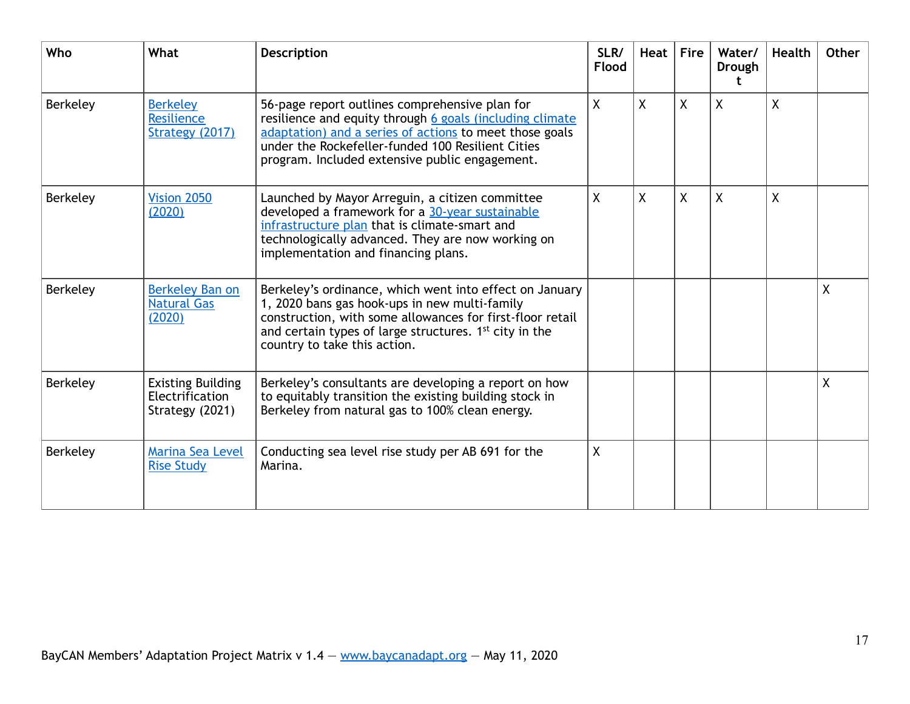| Who | What | Description | SLR/ Flood | Heat | Fire | Water/ Drought | Health | Other |
|---|---|---|---|---|---|---|---|---|
| Berkeley | Berkeley Resilience Strategy (2017) | 56-page report outlines comprehensive plan for resilience and equity through 6 goals (including climate adaptation) and a series of actions to meet those goals under the Rockefeller-funded 100 Resilient Cities program. Included extensive public engagement. | X | X | X | X | X | |
| Berkeley | Vision 2050 (2020) | Launched by Mayor Arreguin, a citizen committee developed a framework for a 30-year sustainable infrastructure plan that is climate-smart and technologically advanced. They are now working on implementation and financing plans. | X | X | X | X | X | |
| Berkeley | Berkeley Ban on Natural Gas (2020) | Berkeley's ordinance, which went into effect on January 1, 2020 bans gas hook-ups in new multi-family construction, with some allowances for first-floor retail and certain types of large structures. 1st city in the country to take this action. | | | | | | X |
| Berkeley | Existing Building Electrification Strategy (2021) | Berkeley's consultants are developing a report on how to equitably transition the existing building stock in Berkeley from natural gas to 100% clean energy. | | | | | | X |
| Berkeley | Marina Sea Level Rise Study | Conducting sea level rise study per AB 691 for the Marina. | X | | | | | |

BayCAN Members' Adaptation Project Matrix v 1.4 — www.baycanadapt.org — May 11, 2020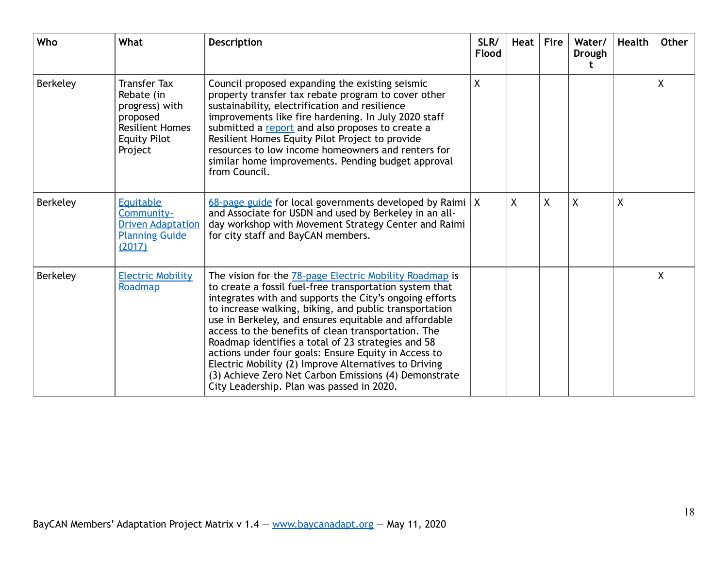| Who | What | Description | SLR/ Flood | Heat | Fire | Water/ Drought | Health | Other |
|---|---|---|---|---|---|---|---|---|
| Berkeley | Transfer Tax Rebate (in progress) with proposed Resilient Homes Equity Pilot Project | Council proposed expanding the existing seismic property transfer tax rebate program to cover other sustainability, electrification and resilience improvements like fire hardening. In July 2020 staff submitted a report and also proposes to create a Resilient Homes Equity Pilot Project to provide resources to low income homeowners and renters for similar home improvements. Pending budget approval from Council. | X | | | | | X |
| Berkeley | Equitable Community-Driven Adaptation Planning Guide (2017) | 68-page guide for local governments developed by Raimi and Associate for USDN and used by Berkeley in an all-day workshop with Movement Strategy Center and Raimi for city staff and BayCAN members. | X | X | X | X | X | |
| Berkeley | Electric Mobility Roadmap | The vision for the 78-page Electric Mobility Roadmap is to create a fossil fuel-free transportation system that integrates with and supports the City's ongoing efforts to increase walking, biking, and public transportation use in Berkeley, and ensures equitable and affordable access to the benefits of clean transportation. The Roadmap identifies a total of 23 strategies and 58 actions under four goals: Ensure Equity in Access to Electric Mobility (2) Improve Alternatives to Driving (3) Achieve Zero Net Carbon Emissions (4) Demonstrate City Leadership. Plan was passed in 2020. | | | | | | X |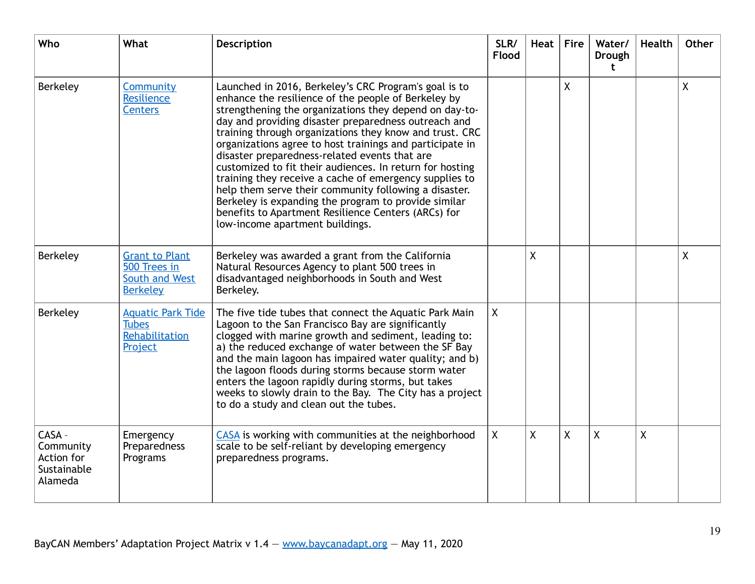| Who | What | Description | SLR/ Flood | Heat | Fire | Water/ Drought | Health | Other |
|---|---|---|---|---|---|---|---|---|
| Berkeley | Community Resilience Centers | Launched in 2016, Berkeley's CRC Program's goal is to enhance the resilience of the people of Berkeley by strengthening the organizations they depend on day-to-day and providing disaster preparedness outreach and training through organizations they know and trust. CRC organizations agree to host trainings and participate in disaster preparedness-related events that are customized to fit their audiences. In return for hosting training they receive a cache of emergency supplies to help them serve their community following a disaster. Berkeley is expanding the program to provide similar benefits to Apartment Resilience Centers (ARCs) for low-income apartment buildings. | | | X | | | X |
| Berkeley | Grant to Plant 500 Trees in South and West Berkeley | Berkeley was awarded a grant from the California Natural Resources Agency to plant 500 trees in disadvantaged neighborhoods in South and West Berkeley. | | X | | | | X |
| Berkeley | Aquatic Park Tide Tubes Rehabilitation Project | The five tide tubes that connect the Aquatic Park Main Lagoon to the San Francisco Bay are significantly clogged with marine growth and sediment, leading to: a) the reduced exchange of water between the SF Bay and the main lagoon has impaired water quality; and b) the lagoon floods during storms because storm water enters the lagoon rapidly during storms, but takes weeks to slowly drain to the Bay. The City has a project to do a study and clean out the tubes. | X | | | | | |
| CASA - Community Action for Sustainable Alameda | Emergency Preparedness Programs | CASA is working with communities at the neighborhood scale to be self-reliant by developing emergency preparedness programs. | X | X | X | X | X | |

BayCAN Members' Adaptation Project Matrix v 1.4 — www.baycanadapt.org — May 11, 2020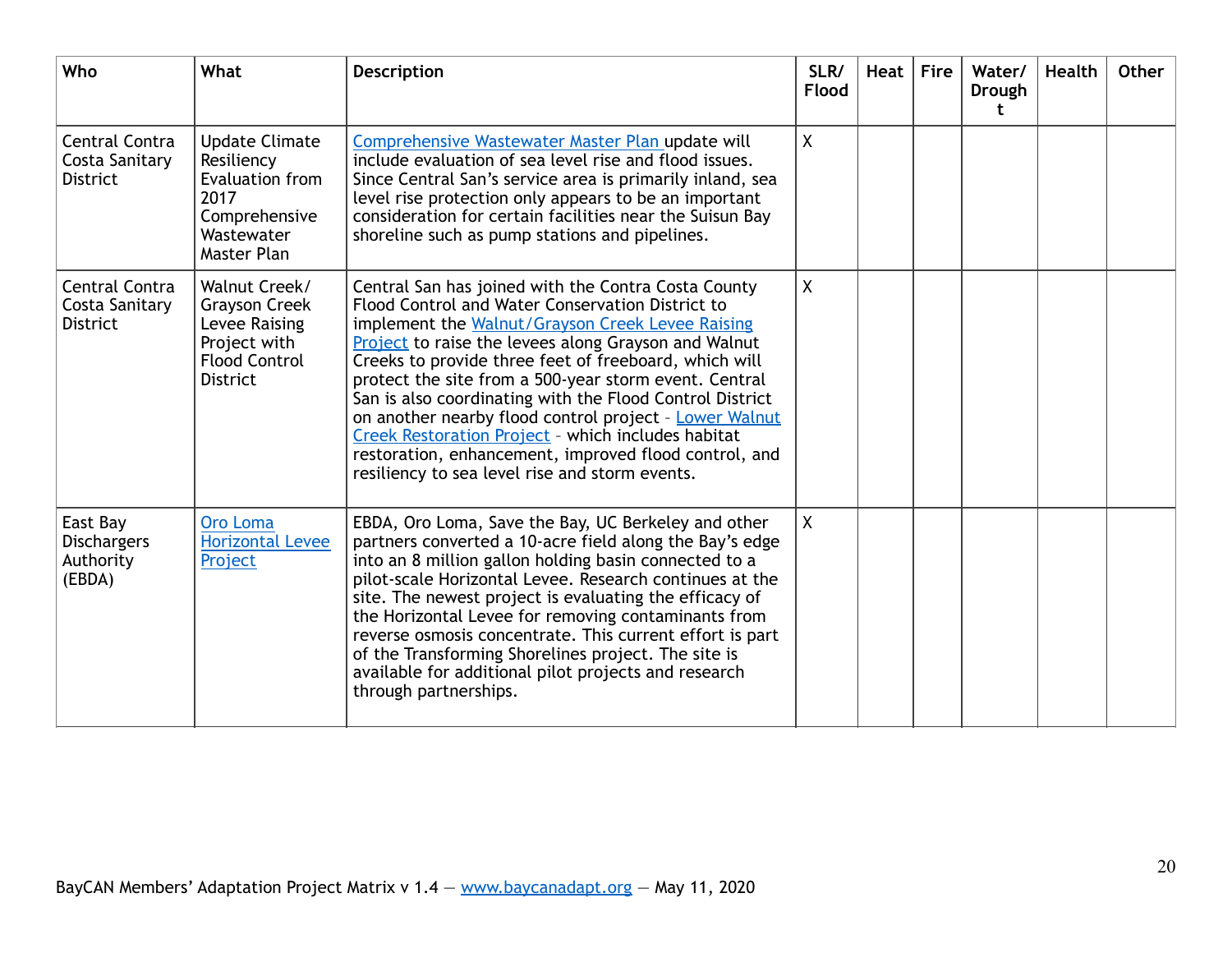| Who | What | Description | SLR/ Flood | Heat | Fire | Water/ Drought | Health | Other |
|---|---|---|---|---|---|---|---|---|
| Central Contra Costa Sanitary District | Update Climate Resiliency Evaluation from 2017 Comprehensive Wastewater Master Plan | Comprehensive Wastewater Master Plan update will include evaluation of sea level rise and flood issues. Since Central San's service area is primarily inland, sea level rise protection only appears to be an important consideration for certain facilities near the Suisun Bay shoreline such as pump stations and pipelines. | X | | | | | |
| Central Contra Costa Sanitary District | Walnut Creek/ Grayson Creek Levee Raising Project with Flood Control District | Central San has joined with the Contra Costa County Flood Control and Water Conservation District to implement the Walnut/Grayson Creek Levee Raising Project to raise the levees along Grayson and Walnut Creeks to provide three feet of freeboard, which will protect the site from a 500-year storm event. Central San is also coordinating with the Flood Control District on another nearby flood control project – Lower Walnut Creek Restoration Project – which includes habitat restoration, enhancement, improved flood control, and resiliency to sea level rise and storm events. | X | | | | | |
| East Bay Dischargers Authority (EBDA) | Oro Loma Horizontal Levee Project | EBDA, Oro Loma, Save the Bay, UC Berkeley and other partners converted a 10-acre field along the Bay's edge into an 8 million gallon holding basin connected to a pilot-scale Horizontal Levee. Research continues at the site. The newest project is evaluating the efficacy of the Horizontal Levee for removing contaminants from reverse osmosis concentrate. This current effort is part of the Transforming Shorelines project. The site is available for additional pilot projects and research through partnerships. | X | | | | | |

BayCAN Members' Adaptation Project Matrix v 1.4 — www.baycanadapt.org — May 11, 2020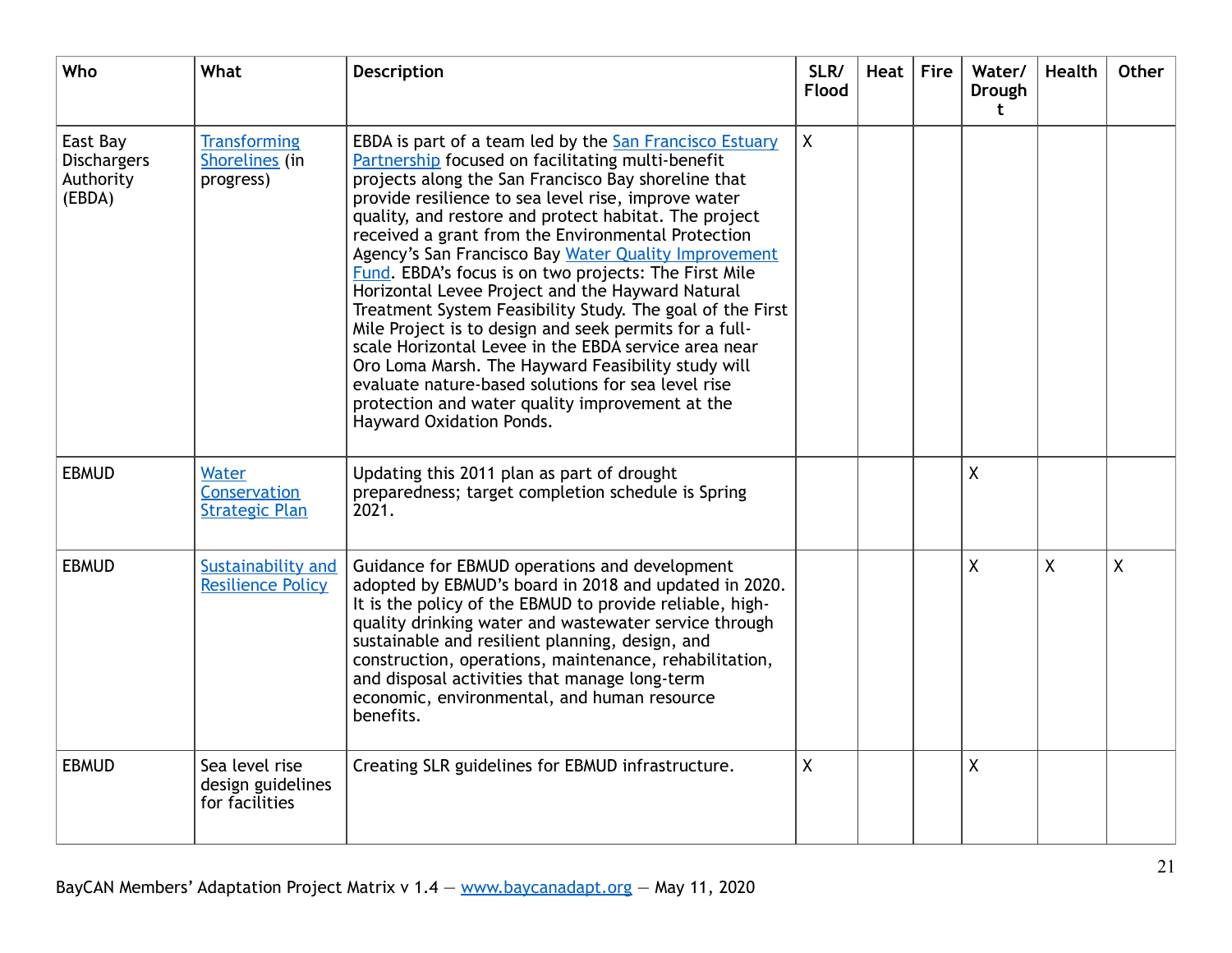| Who | What | Description | SLR/ Flood | Heat | Fire | Water/ Drought | Health | Other |
|---|---|---|---|---|---|---|---|---|
| East Bay Dischargers Authority (EBDA) | Transforming Shorelines (in progress) | EBDA is part of a team led by the San Francisco Estuary Partnership focused on facilitating multi-benefit projects along the San Francisco Bay shoreline that provide resilience to sea level rise, improve water quality, and restore and protect habitat. The project received a grant from the Environmental Protection Agency's San Francisco Bay Water Quality Improvement Fund. EBDA's focus is on two projects: The First Mile Horizontal Levee Project and the Hayward Natural Treatment System Feasibility Study. The goal of the First Mile Project is to design and seek permits for a full-scale Horizontal Levee in the EBDA service area near Oro Loma Marsh. The Hayward Feasibility study will evaluate nature-based solutions for sea level rise protection and water quality improvement at the Hayward Oxidation Ponds. | X | | | | | |
| EBMUD | Water Conservation Strategic Plan | Updating this 2011 plan as part of drought preparedness; target completion schedule is Spring 2021. | | | | X | | |
| EBMUD | Sustainability and Resilience Policy | Guidance for EBMUD operations and development adopted by EBMUD's board in 2018 and updated in 2020. It is the policy of the EBMUD to provide reliable, high-quality drinking water and wastewater service through sustainable and resilient planning, design, and construction, operations, maintenance, rehabilitation, and disposal activities that manage long-term economic, environmental, and human resource benefits. | | | | X | X | X |
| EBMUD | Sea level rise design guidelines for facilities | Creating SLR guidelines for EBMUD infrastructure. | X | | | X | | |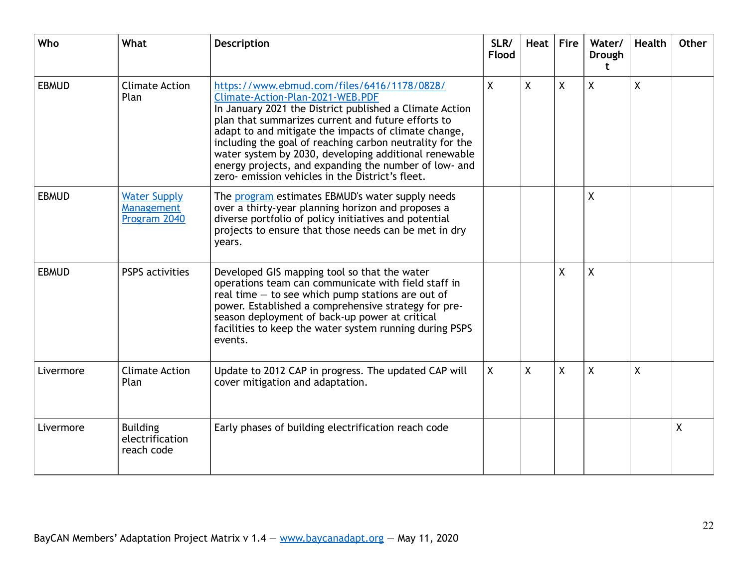| Who | What | Description | SLR/ Flood | Heat | Fire | Water/ Drought | Health | Other |
|---|---|---|---|---|---|---|---|---|
| EBMUD | Climate Action Plan | https://www.ebmud.com/files/6416/1178/0828/Climate-Action-Plan-2021-WEB.PDF In January 2021 the District published a Climate Action plan that summarizes current and future efforts to adapt to and mitigate the impacts of climate change, including the goal of reaching carbon neutrality for the water system by 2030, developing additional renewable energy projects, and expanding the number of low- and zero- emission vehicles in the District's fleet. | X | X | X | X | X | |
| EBMUD | Water Supply Management Program 2040 | The program estimates EBMUD's water supply needs over a thirty-year planning horizon and proposes a diverse portfolio of policy initiatives and potential projects to ensure that those needs can be met in dry years. | | | | X | | |
| EBMUD | PSPS activities | Developed GIS mapping tool so that the water operations team can communicate with field staff in real time — to see which pump stations are out of power. Established a comprehensive strategy for pre-season deployment of back-up power at critical facilities to keep the water system running during PSPS events. | | | X | X | | |
| Livermore | Climate Action Plan | Update to 2012 CAP in progress. The updated CAP will cover mitigation and adaptation. | X | X | X | X | X | |
| Livermore | Building electrification reach code | Early phases of building electrification reach code | | | | | | X |

BayCAN Members' Adaptation Project Matrix v 1.4 — www.baycanadapt.org — May 11, 2020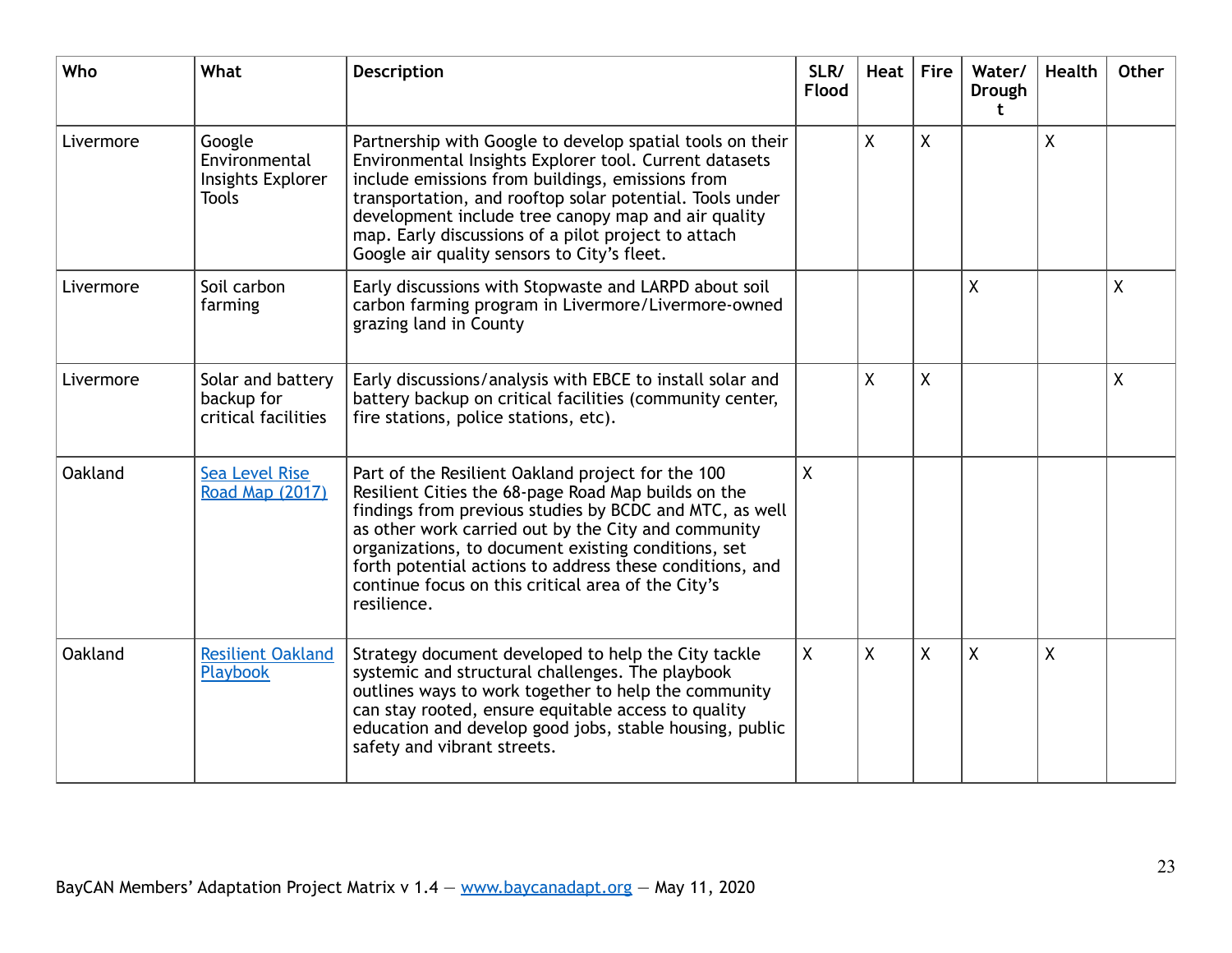| Who | What | Description | SLR/ Flood | Heat | Fire | Water/ Drought | Health | Other |
|---|---|---|---|---|---|---|---|---|
| Livermore | Google Environmental Insights Explorer Tools | Partnership with Google to develop spatial tools on their Environmental Insights Explorer tool. Current datasets include emissions from buildings, emissions from transportation, and rooftop solar potential. Tools under development include tree canopy map and air quality map. Early discussions of a pilot project to attach Google air quality sensors to City's fleet. | | X | X | | X | |
| Livermore | Soil carbon farming | Early discussions with Stopwaste and LARPD about soil carbon farming program in Livermore/Livermore-owned grazing land in County | | | | X | | X |
| Livermore | Solar and battery backup for critical facilities | Early discussions/analysis with EBCE to install solar and battery backup on critical facilities (community center, fire stations, police stations, etc). | | X | X | | | X |
| Oakland | Sea Level Rise Road Map (2017) | Part of the Resilient Oakland project for the 100 Resilient Cities the 68-page Road Map builds on the findings from previous studies by BCDC and MTC, as well as other work carried out by the City and community organizations, to document existing conditions, set forth potential actions to address these conditions, and continue focus on this critical area of the City's resilience. | X | | | | | |
| Oakland | Resilient Oakland Playbook | Strategy document developed to help the City tackle systemic and structural challenges. The playbook outlines ways to work together to help the community can stay rooted, ensure equitable access to quality education and develop good jobs, stable housing, public safety and vibrant streets. | X | X | X | X | X | |

BayCAN Members' Adaptation Project Matrix v 1.4 — www.baycanadapt.org — May 11, 2020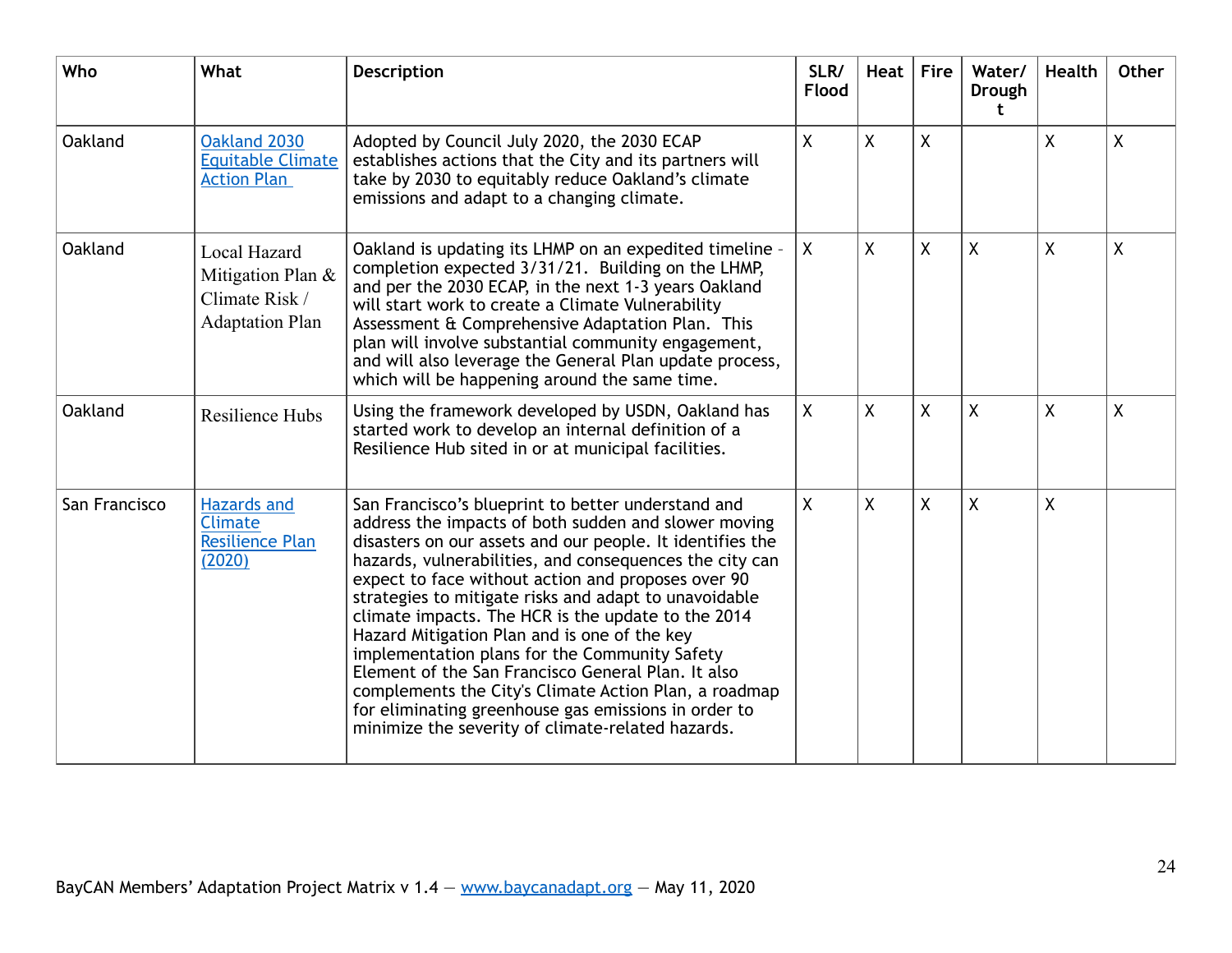| Who | What | Description | SLR/ Flood | Heat | Fire | Water/ Drought | Health | Other |
|---|---|---|---|---|---|---|---|---|
| Oakland | Oakland 2030 Equitable Climate Action Plan | Adopted by Council July 2020, the 2030 ECAP establishes actions that the City and its partners will take by 2030 to equitably reduce Oakland's climate emissions and adapt to a changing climate. | X | X | X | | X | X |
| Oakland | Local Hazard Mitigation Plan & Climate Risk / Adaptation Plan | Oakland is updating its LHMP on an expedited timeline - completion expected 3/31/21. Building on the LHMP, and per the 2030 ECAP, in the next 1-3 years Oakland will start work to create a Climate Vulnerability Assessment & Comprehensive Adaptation Plan. This plan will involve substantial community engagement, and will also leverage the General Plan update process, which will be happening around the same time. | X | X | X | X | X | X |
| Oakland | Resilience Hubs | Using the framework developed by USDN, Oakland has started work to develop an internal definition of a Resilience Hub sited in or at municipal facilities. | X | X | X | X | X | X |
| San Francisco | Hazards and Climate Resilience Plan (2020) | San Francisco's blueprint to better understand and address the impacts of both sudden and slower moving disasters on our assets and our people. It identifies the hazards, vulnerabilities, and consequences the city can expect to face without action and proposes over 90 strategies to mitigate risks and adapt to unavoidable climate impacts. The HCR is the update to the 2014 Hazard Mitigation Plan and is one of the key implementation plans for the Community Safety Element of the San Francisco General Plan. It also complements the City's Climate Action Plan, a roadmap for eliminating greenhouse gas emissions in order to minimize the severity of climate-related hazards. | X | X | X | X | X | |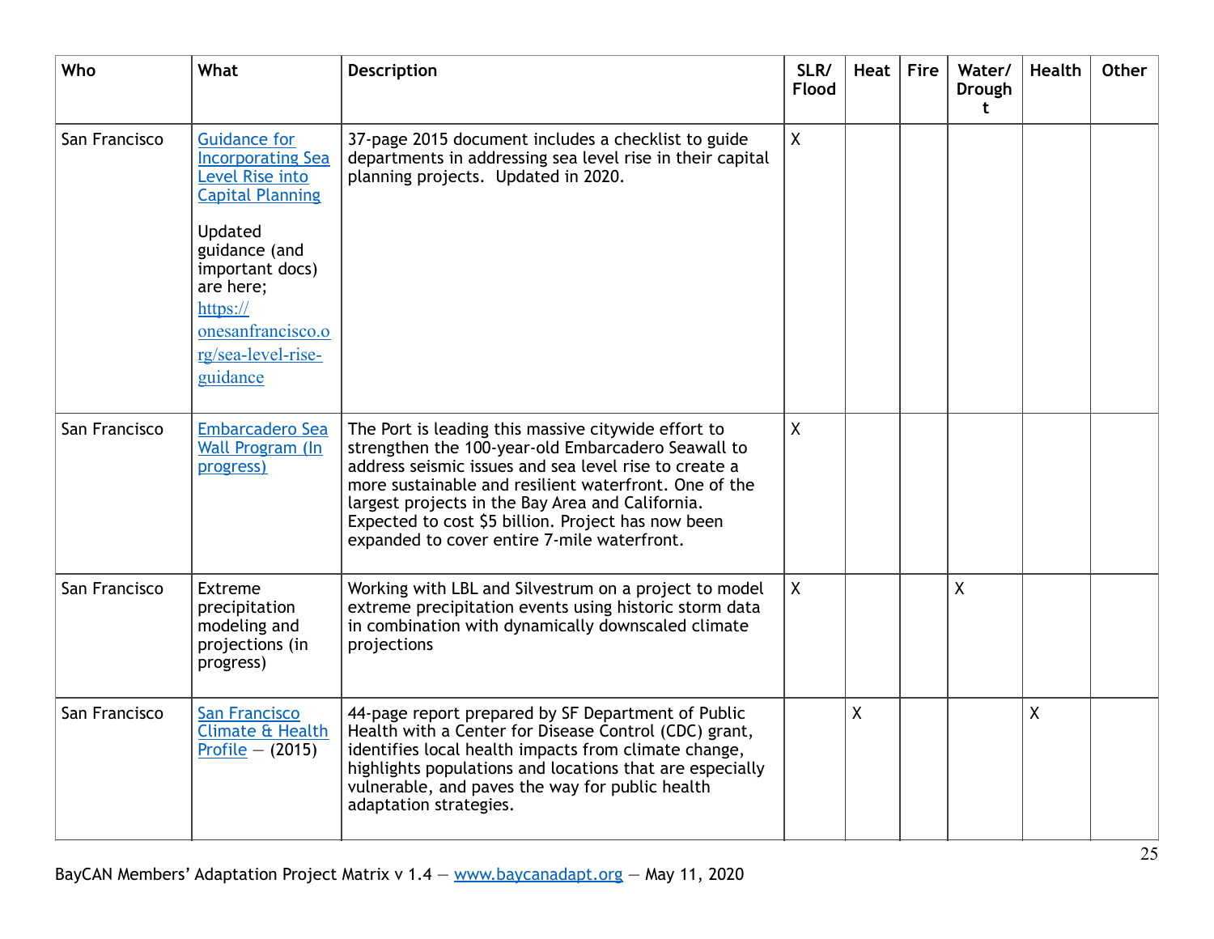| Who | What | Description | SLR/ Flood | Heat | Fire | Water/ Drought | Health | Other |
|---|---|---|---|---|---|---|---|---|
| San Francisco | Guidance for Incorporating Sea Level Rise into Capital Planning<br><br>Updated guidance (and important docs) are here; https://onesanfrancisco.org/sea-level-rise-guidance | 37-page 2015 document includes a checklist to guide departments in addressing sea level rise in their capital planning projects.  Updated in 2020. | X | | | | | |
| San Francisco | Embarcadero Sea Wall Program (In progress) | The Port is leading this massive citywide effort to strengthen the 100-year-old Embarcadero Seawall to address seismic issues and sea level rise to create a more sustainable and resilient waterfront. One of the largest projects in the Bay Area and California. Expected to cost $5 billion. Project has now been expanded to cover entire 7-mile waterfront. | X | | | | | |
| San Francisco | Extreme precipitation modeling and projections (in progress) | Working with LBL and Silvestrum on a project to model extreme precipitation events using historic storm data in combination with dynamically downscaled climate projections | X | | | X | | |
| San Francisco | San Francisco Climate & Health Profile — (2015) | 44-page report prepared by SF Department of Public Health with a Center for Disease Control (CDC) grant, identifies local health impacts from climate change, highlights populations and locations that are especially vulnerable, and paves the way for public health adaptation strategies. | | X | | | X | |

BayCAN Members' Adaptation Project Matrix v 1.4 — www.baycanadapt.org — May 11, 2020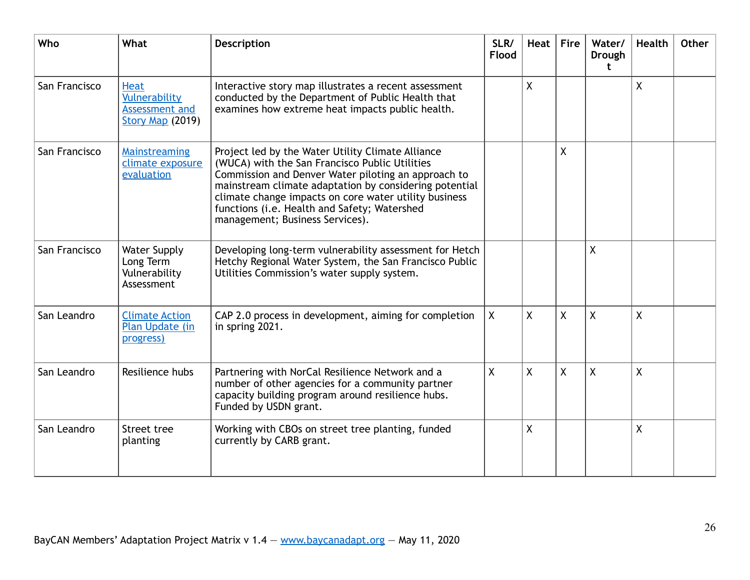| Who | What | Description | SLR/ Flood | Heat | Fire | Water/ Drought | Health | Other |
|---|---|---|---|---|---|---|---|---|
| San Francisco | Heat Vulnerability Assessment and Story Map (2019) | Interactive story map illustrates a recent assessment conducted by the Department of Public Health that examines how extreme heat impacts public health. | | X | | | X | |
| San Francisco | Mainstreaming climate exposure evaluation | Project led by the Water Utility Climate Alliance (WUCA) with the San Francisco Public Utilities Commission and Denver Water piloting an approach to mainstream climate adaptation by considering potential climate change impacts on core water utility business functions (i.e. Health and Safety; Watershed management; Business Services). | | | X | | | |
| San Francisco | Water Supply Long Term Vulnerability Assessment | Developing long-term vulnerability assessment for Hetch Hetchy Regional Water System, the San Francisco Public Utilities Commission's water supply system. | | | | X | | |
| San Leandro | Climate Action Plan Update (in progress) | CAP 2.0 process in development, aiming for completion in spring 2021. | X | X | X | X | X | |
| San Leandro | Resilience hubs | Partnering with NorCal Resilience Network and a number of other agencies for a community partner capacity building program around resilience hubs. Funded by USDN grant. | X | X | X | X | X | |
| San Leandro | Street tree planting | Working with CBOs on street tree planting, funded currently by CARB grant. | | X | | | X | |

BayCAN Members' Adaptation Project Matrix v 1.4 — www.baycanadapt.org — May 11, 2020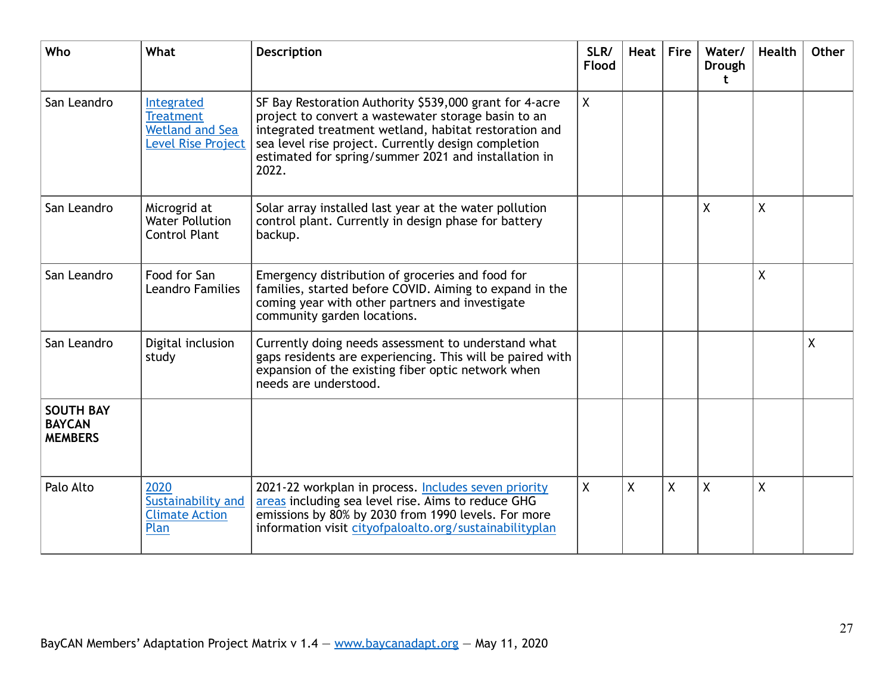| Who | What | Description | SLR/ Flood | Heat | Fire | Water/ Drought | Health | Other |
|---|---|---|---|---|---|---|---|---|
| San Leandro | Integrated Treatment Wetland and Sea Level Rise Project | SF Bay Restoration Authority $539,000 grant for 4-acre project to convert a wastewater storage basin to an integrated treatment wetland, habitat restoration and sea level rise project. Currently design completion estimated for spring/summer 2021 and installation in 2022. | X | | | | | |
| San Leandro | Microgrid at Water Pollution Control Plant | Solar array installed last year at the water pollution control plant. Currently in design phase for battery backup. | | | | X | X | |
| San Leandro | Food for San Leandro Families | Emergency distribution of groceries and food for families, started before COVID. Aiming to expand in the coming year with other partners and investigate community garden locations. | | | | | X | |
| San Leandro | Digital inclusion study | Currently doing needs assessment to understand what gaps residents are experiencing. This will be paired with expansion of the existing fiber optic network when needs are understood. | | | | | | X |
| **SOUTH BAY BAYCAN MEMBERS** | | | | | | | | |
| Palo Alto | 2020 Sustainability and Climate Action Plan | 2021-22 workplan in process. Includes seven priority areas including sea level rise. Aims to reduce GHG emissions by 80% by 2030 from 1990 levels. For more information visit cityofpaloalto.org/sustainabilityplan | X | X | X | X | X | |

BayCAN Members' Adaptation Project Matrix v 1.4 — www.baycanadapt.org — May 11, 2020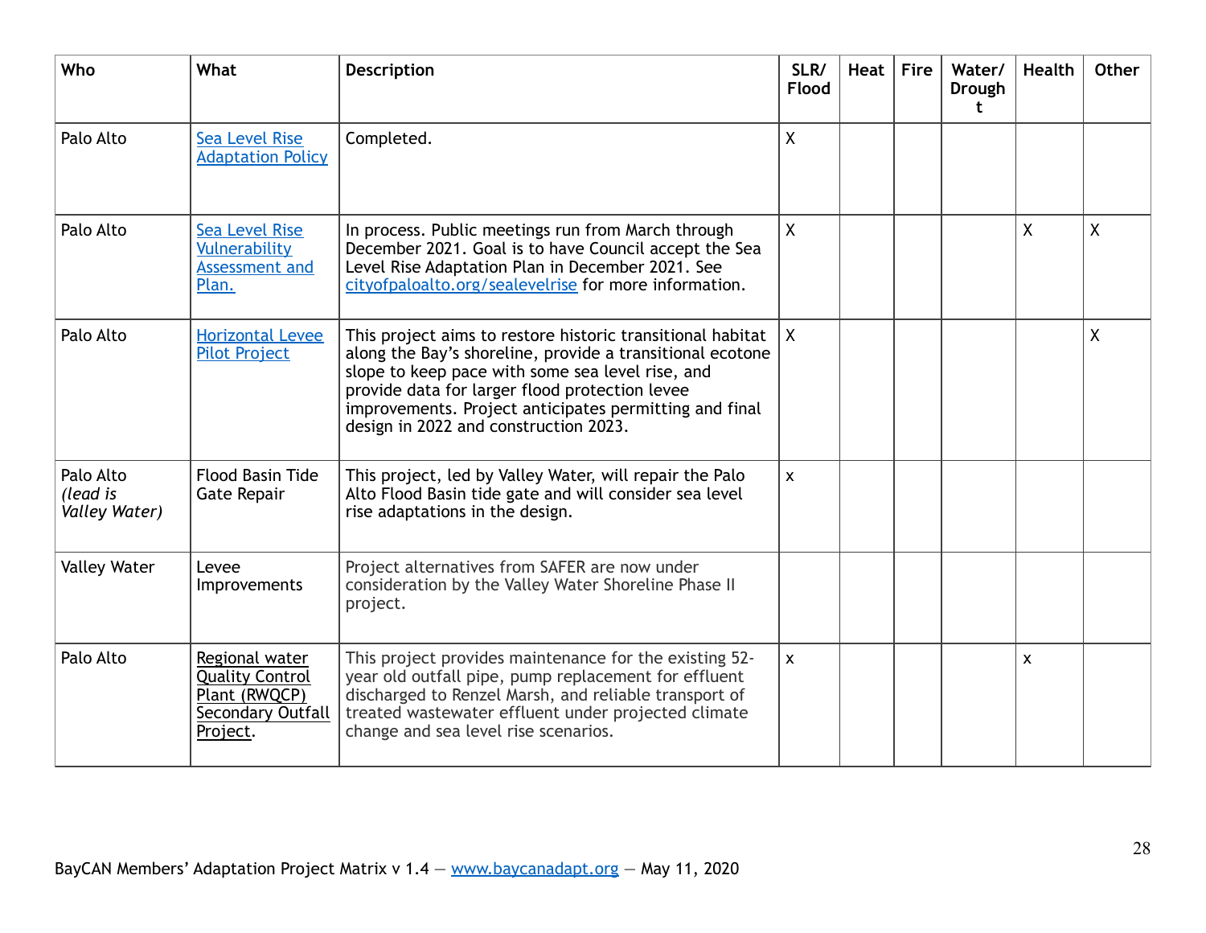| Who | What | Description | SLR/ Flood | Heat | Fire | Water/ Drought | Health | Other |
|---|---|---|---|---|---|---|---|---|
| Palo Alto | Sea Level Rise Adaptation Policy | Completed. | X | | | | | |
| Palo Alto | Sea Level Rise Vulnerability Assessment and Plan. | In process. Public meetings run from March through December 2021. Goal is to have Council accept the Sea Level Rise Adaptation Plan in December 2021. See cityofpaloalto.org/sealevelrise for more information. | X | | | | X | X |
| Palo Alto | Horizontal Levee Pilot Project | This project aims to restore historic transitional habitat along the Bay's shoreline, provide a transitional ecotone slope to keep pace with some sea level rise, and provide data for larger flood protection levee improvements. Project anticipates permitting and final design in 2022 and construction 2023. | X | | | | | X |
| Palo Alto *(lead is Valley Water)* | Flood Basin Tide Gate Repair | This project, led by Valley Water, will repair the Palo Alto Flood Basin tide gate and will consider sea level rise adaptations in the design. | x | | | | | |
| Valley Water | Levee Improvements | Project alternatives from SAFER are now under consideration by the Valley Water Shoreline Phase II project. | | | | | | |
| Palo Alto | Regional water Quality Control Plant (RWQCP) Secondary Outfall Project. | This project provides maintenance for the existing 52-year old outfall pipe, pump replacement for effluent discharged to Renzel Marsh, and reliable transport of treated wastewater effluent under projected climate change and sea level rise scenarios. | x | | | | x | |

BayCAN Members' Adaptation Project Matrix v 1.4 — www.baycanadapt.org — May 11, 2020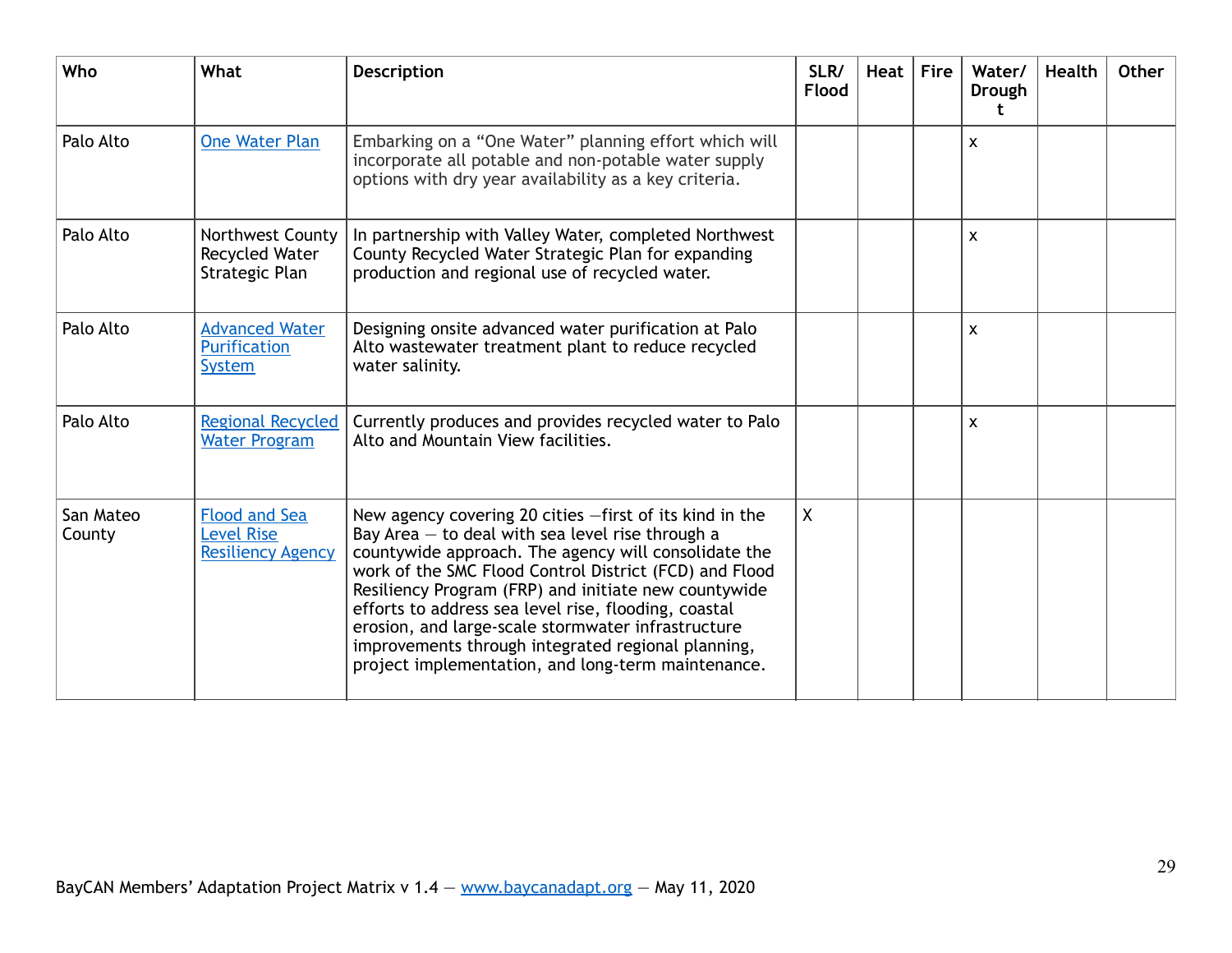| Who | What | Description | SLR/ Flood | Heat | Fire | Water/ Drought | Health | Other |
|---|---|---|---|---|---|---|---|---|
| Palo Alto | One Water Plan | Embarking on a "One Water" planning effort which will incorporate all potable and non-potable water supply options with dry year availability as a key criteria. | | | | x | | |
| Palo Alto | Northwest County Recycled Water Strategic Plan | In partnership with Valley Water, completed Northwest County Recycled Water Strategic Plan for expanding production and regional use of recycled water. | | | | x | | |
| Palo Alto | Advanced Water Purification System | Designing onsite advanced water purification at Palo Alto wastewater treatment plant to reduce recycled water salinity. | | | | x | | |
| Palo Alto | Regional Recycled Water Program | Currently produces and provides recycled water to Palo Alto and Mountain View facilities. | | | | x | | |
| San Mateo County | Flood and Sea Level Rise Resiliency Agency | New agency covering 20 cities —first of its kind in the Bay Area — to deal with sea level rise through a countywide approach. The agency will consolidate the work of the SMC Flood Control District (FCD) and Flood Resiliency Program (FRP) and initiate new countywide efforts to address sea level rise, flooding, coastal erosion, and large-scale stormwater infrastructure improvements through integrated regional planning, project implementation, and long-term maintenance. | X | | | | | |

BayCAN Members' Adaptation Project Matrix v 1.4 — www.baycanadapt.org — May 11, 2020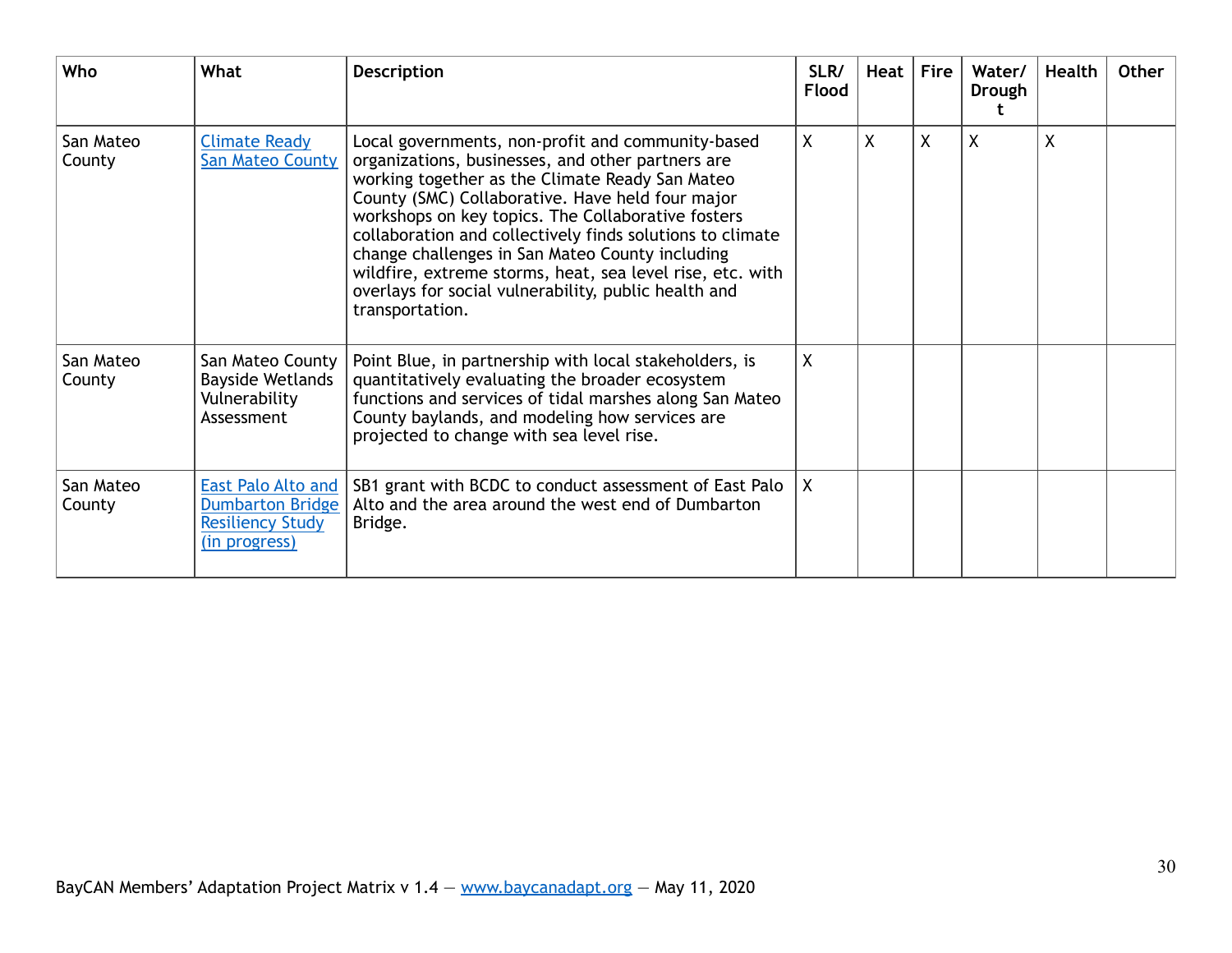| Who | What | Description | SLR/ Flood | Heat | Fire | Water/ Drought | Health | Other |
|---|---|---|---|---|---|---|---|---|
| San Mateo County | Climate Ready San Mateo County | Local governments, non-profit and community-based organizations, businesses, and other partners are working together as the Climate Ready San Mateo County (SMC) Collaborative. Have held four major workshops on key topics. The Collaborative fosters collaboration and collectively finds solutions to climate change challenges in San Mateo County including wildfire, extreme storms, heat, sea level rise, etc. with overlays for social vulnerability, public health and transportation. | X | X | X | X | X | |
| San Mateo County | San Mateo County Bayside Wetlands Vulnerability Assessment | Point Blue, in partnership with local stakeholders, is quantitatively evaluating the broader ecosystem functions and services of tidal marshes along San Mateo County baylands, and modeling how services are projected to change with sea level rise. | X | | | | | |
| San Mateo County | East Palo Alto and Dumbarton Bridge Resiliency Study (in progress) | SB1 grant with BCDC to conduct assessment of East Palo Alto and the area around the west end of Dumbarton Bridge. | X | | | | | |

BayCAN Members' Adaptation Project Matrix v 1.4 — www.baycanadapt.org — May 11, 2020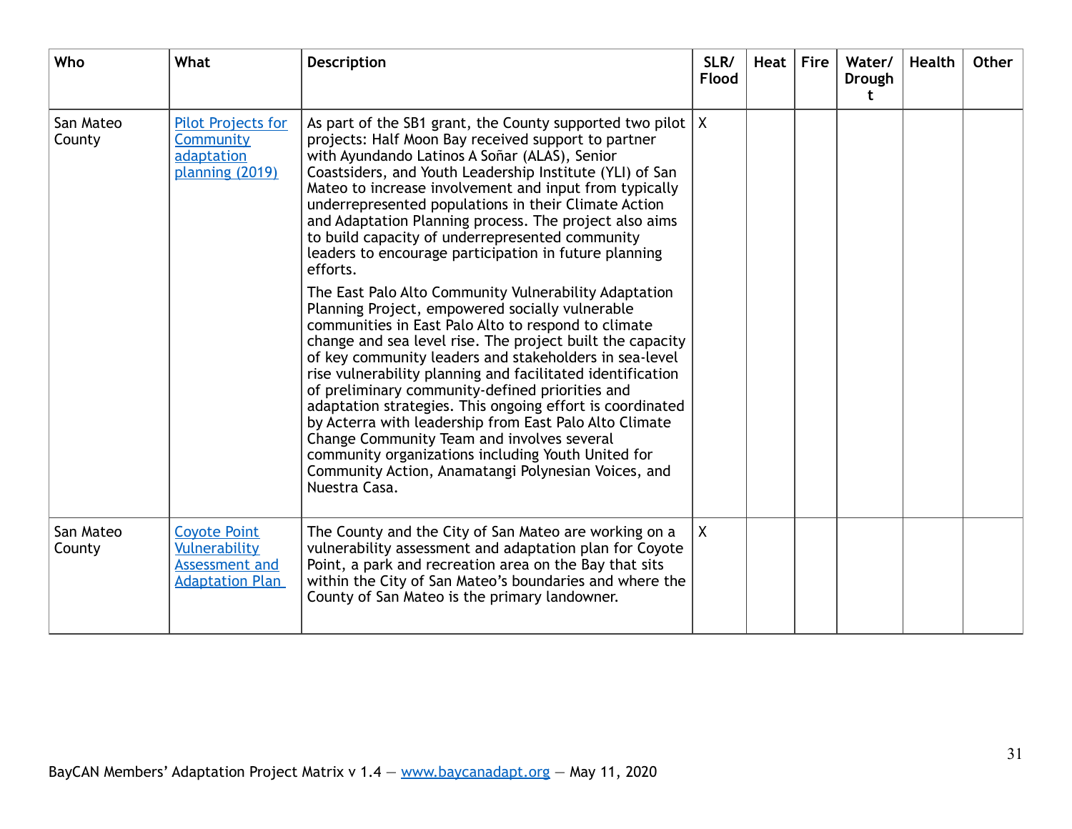| Who | What | Description | SLR/ Flood | Heat | Fire | Water/ Drought | Health | Other |
|---|---|---|---|---|---|---|---|---|
| San Mateo County | Pilot Projects for Community adaptation planning (2019) | As part of the SB1 grant, the County supported two pilot projects: Half Moon Bay received support to partner with Ayundando Latinos A Soñar (ALAS), Senior Coastsiders, and Youth Leadership Institute (YLI) of San Mateo to increase involvement and input from typically underrepresented populations in their Climate Action and Adaptation Planning process. The project also aims to build capacity of underrepresented community leaders to encourage participation in future planning efforts.<br><br>The East Palo Alto Community Vulnerability Adaptation Planning Project, empowered socially vulnerable communities in East Palo Alto to respond to climate change and sea level rise. The project built the capacity of key community leaders and stakeholders in sea-level rise vulnerability planning and facilitated identification of preliminary community-defined priorities and adaptation strategies. This ongoing effort is coordinated by Acterra with leadership from East Palo Alto Climate Change Community Team and involves several community organizations including Youth United for Community Action, Anamatangi Polynesian Voices, and Nuestra Casa. | X | | | | | |
| San Mateo County | Coyote Point Vulnerability Assessment and Adaptation Plan | The County and the City of San Mateo are working on a vulnerability assessment and adaptation plan for Coyote Point, a park and recreation area on the Bay that sits within the City of San Mateo's boundaries and where the County of San Mateo is the primary landowner. | X | | | | | |

BayCAN Members' Adaptation Project Matrix v 1.4 — www.baycanadapt.org — May 11, 2020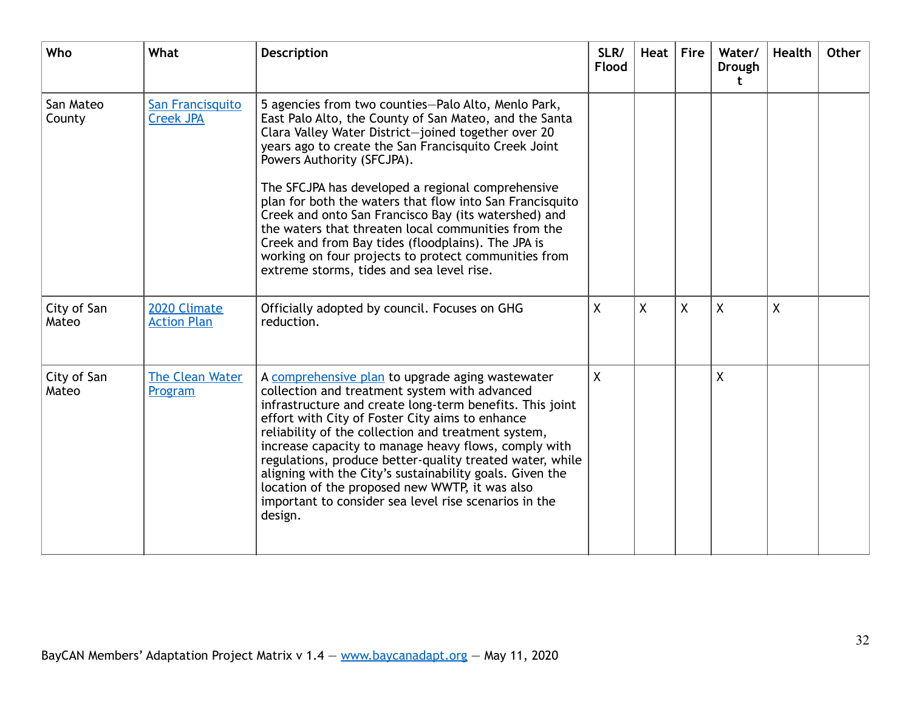| Who | What | Description | SLR/ Flood | Heat | Fire | Water/ Drought | Health | Other |
|---|---|---|---|---|---|---|---|---|
| San Mateo County | San Francisquito Creek JPA | 5 agencies from two counties—Palo Alto, Menlo Park, East Palo Alto, the County of San Mateo, and the Santa Clara Valley Water District—joined together over 20 years ago to create the San Francisquito Creek Joint Powers Authority (SFCJPA).<br><br>The SFCJPA has developed a regional comprehensive plan for both the waters that flow into San Francisquito Creek and onto San Francisco Bay (its watershed) and the waters that threaten local communities from the Creek and from Bay tides (floodplains). The JPA is working on four projects to protect communities from extreme storms, tides and sea level rise. | | | | | | |
| City of San Mateo | 2020 Climate Action Plan | Officially adopted by council. Focuses on GHG reduction. | X | X | X | X | X | |
| City of San Mateo | The Clean Water Program | A comprehensive plan to upgrade aging wastewater collection and treatment system with advanced infrastructure and create long-term benefits. This joint effort with City of Foster City aims to enhance reliability of the collection and treatment system, increase capacity to manage heavy flows, comply with regulations, produce better-quality treated water, while aligning with the City's sustainability goals. Given the location of the proposed new WWTP, it was also important to consider sea level rise scenarios in the design. | X | | | X | | |

BayCAN Members' Adaptation Project Matrix v 1.4 — www.baycanadapt.org — May 11, 2020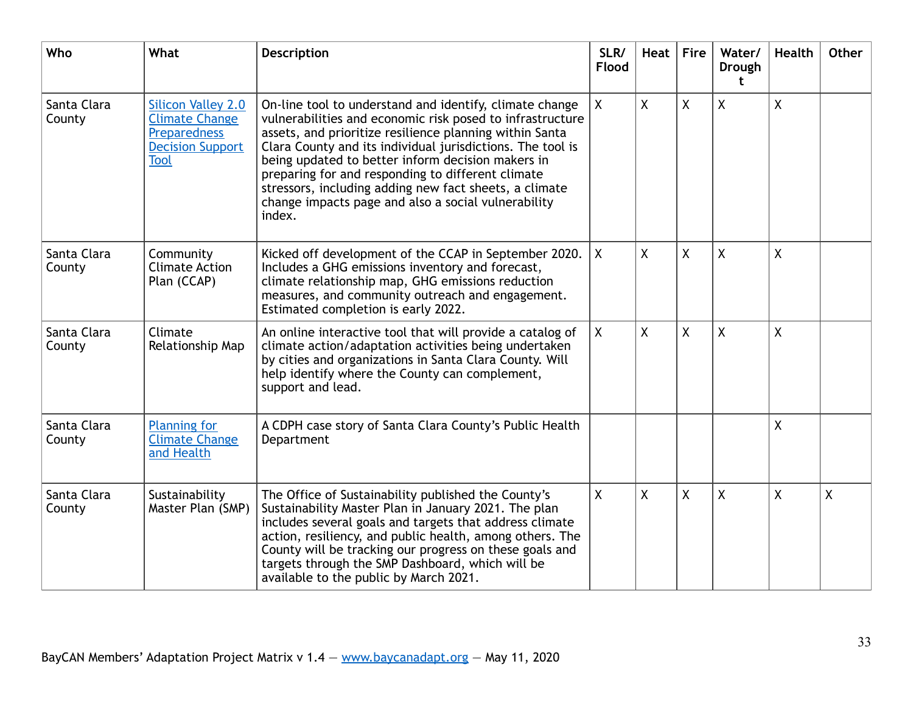| Who | What | Description | SLR/ Flood | Heat | Fire | Water/ Drought | Health | Other |
|---|---|---|---|---|---|---|---|---|
| Santa Clara County | Silicon Valley 2.0 Climate Change Preparedness Decision Support Tool | On-line tool to understand and identify, climate change vulnerabilities and economic risk posed to infrastructure assets, and prioritize resilience planning within Santa Clara County and its individual jurisdictions. The tool is being updated to better inform decision makers in preparing for and responding to different climate stressors, including adding new fact sheets, a climate change impacts page and also a social vulnerability index. | X | X | X | X | X | |
| Santa Clara County | Community Climate Action Plan (CCAP) | Kicked off development of the CCAP in September 2020. Includes a GHG emissions inventory and forecast, climate relationship map, GHG emissions reduction measures, and community outreach and engagement. Estimated completion is early 2022. | X | X | X | X | X | |
| Santa Clara County | Climate Relationship Map | An online interactive tool that will provide a catalog of climate action/adaptation activities being undertaken by cities and organizations in Santa Clara County. Will help identify where the County can complement, support and lead. | X | X | X | X | X | |
| Santa Clara County | Planning for Climate Change and Health | A CDPH case story of Santa Clara County's Public Health Department | | | | | X | |
| Santa Clara County | Sustainability Master Plan (SMP) | The Office of Sustainability published the County's Sustainability Master Plan in January 2021. The plan includes several goals and targets that address climate action, resiliency, and public health, among others. The County will be tracking our progress on these goals and targets through the SMP Dashboard, which will be available to the public by March 2021. | X | X | X | X | X | X |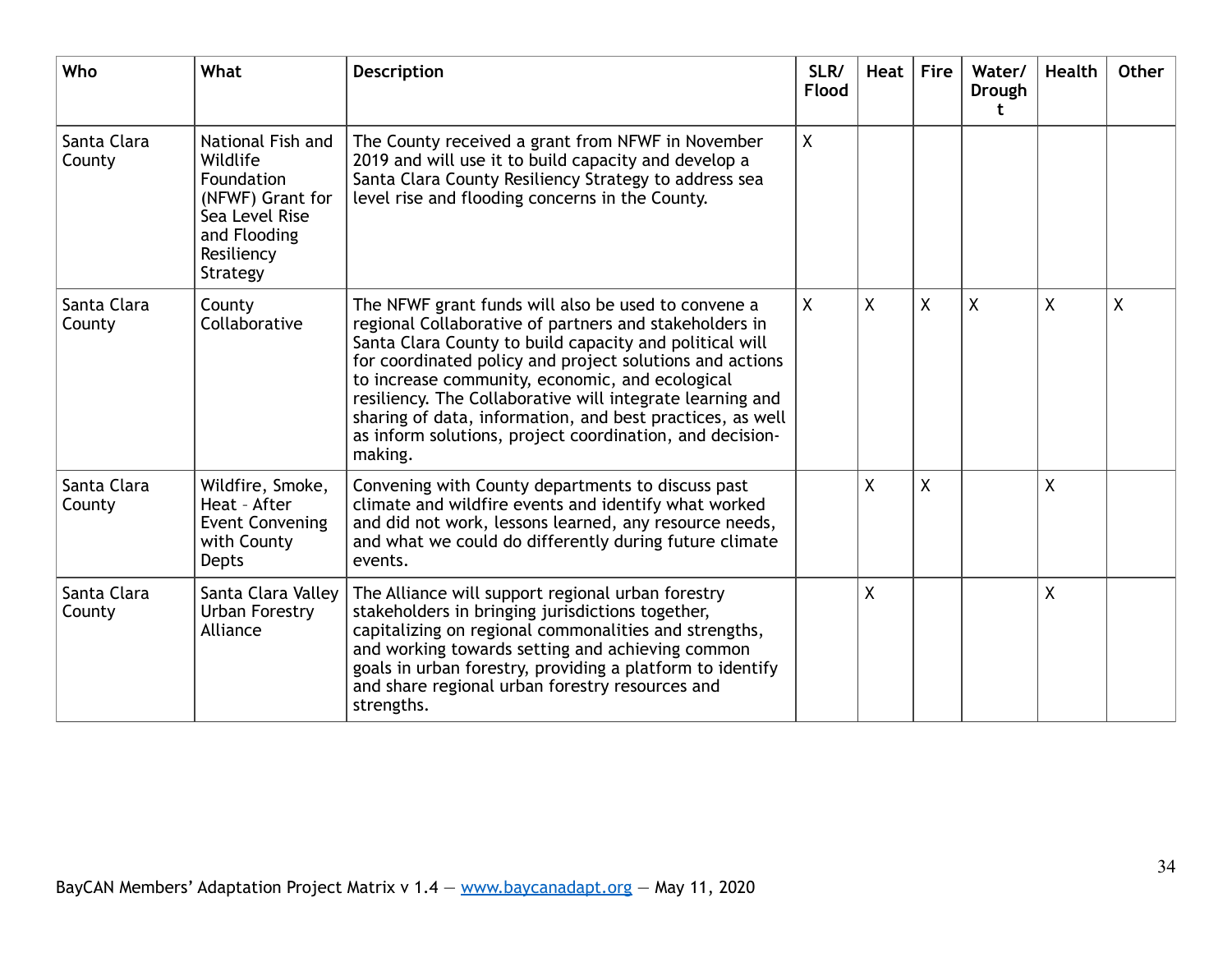| Who | What | Description | SLR/ Flood | Heat | Fire | Water/ Drought | Health | Other |
|---|---|---|---|---|---|---|---|---|
| Santa Clara County | National Fish and Wildlife Foundation (NFWF) Grant for Sea Level Rise and Flooding Resiliency Strategy | The County received a grant from NFWF in November 2019 and will use it to build capacity and develop a Santa Clara County Resiliency Strategy to address sea level rise and flooding concerns in the County. | X | | | | | |
| Santa Clara County | County Collaborative | The NFWF grant funds will also be used to convene a regional Collaborative of partners and stakeholders in Santa Clara County to build capacity and political will for coordinated policy and project solutions and actions to increase community, economic, and ecological resiliency. The Collaborative will integrate learning and sharing of data, information, and best practices, as well as inform solutions, project coordination, and decision-making. | X | X | X | X | X | X |
| Santa Clara County | Wildfire, Smoke, Heat – After Event Convening with County Depts | Convening with County departments to discuss past climate and wildfire events and identify what worked and did not work, lessons learned, any resource needs, and what we could do differently during future climate events. | | X | X | | X | |
| Santa Clara County | Santa Clara Valley Urban Forestry Alliance | The Alliance will support regional urban forestry stakeholders in bringing jurisdictions together, capitalizing on regional commonalities and strengths, and working towards setting and achieving common goals in urban forestry, providing a platform to identify and share regional urban forestry resources and strengths. | | X | | | X | |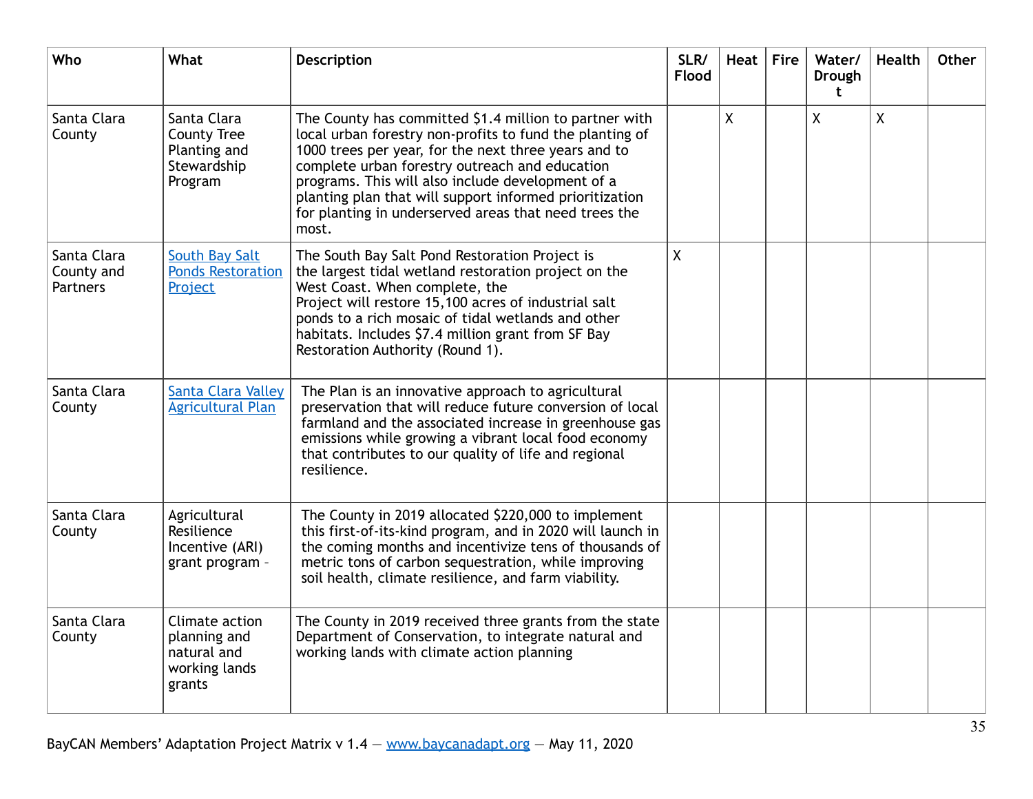| Who | What | Description | SLR/ Flood | Heat | Fire | Water/ Drought | Health | Other |
|---|---|---|---|---|---|---|---|---|
| Santa Clara County | Santa Clara County Tree Planting and Stewardship Program | The County has committed $1.4 million to partner with local urban forestry non-profits to fund the planting of 1000 trees per year, for the next three years and to complete urban forestry outreach and education programs. This will also include development of a planting plan that will support informed prioritization for planting in underserved areas that need trees the most. | | X | | X | X | |
| Santa Clara County and Partners | South Bay Salt Ponds Restoration Project | The South Bay Salt Pond Restoration Project is the largest tidal wetland restoration project on the West Coast. When complete, the Project will restore 15,100 acres of industrial salt ponds to a rich mosaic of tidal wetlands and other habitats. Includes $7.4 million grant from SF Bay Restoration Authority (Round 1). | X | | | | | |
| Santa Clara County | Santa Clara Valley Agricultural Plan | The Plan is an innovative approach to agricultural preservation that will reduce future conversion of local farmland and the associated increase in greenhouse gas emissions while growing a vibrant local food economy that contributes to our quality of life and regional resilience. | | | | | | |
| Santa Clara County | Agricultural Resilience Incentive (ARI) grant program - | The County in 2019 allocated $220,000 to implement this first-of-its-kind program, and in 2020 will launch in the coming months and incentivize tens of thousands of metric tons of carbon sequestration, while improving soil health, climate resilience, and farm viability. | | | | | | |
| Santa Clara County | Climate action planning and natural and working lands grants | The County in 2019 received three grants from the state Department of Conservation, to integrate natural and working lands with climate action planning | | | | | | |

BayCAN Members' Adaptation Project Matrix v 1.4 — www.baycanadapt.org — May 11, 2020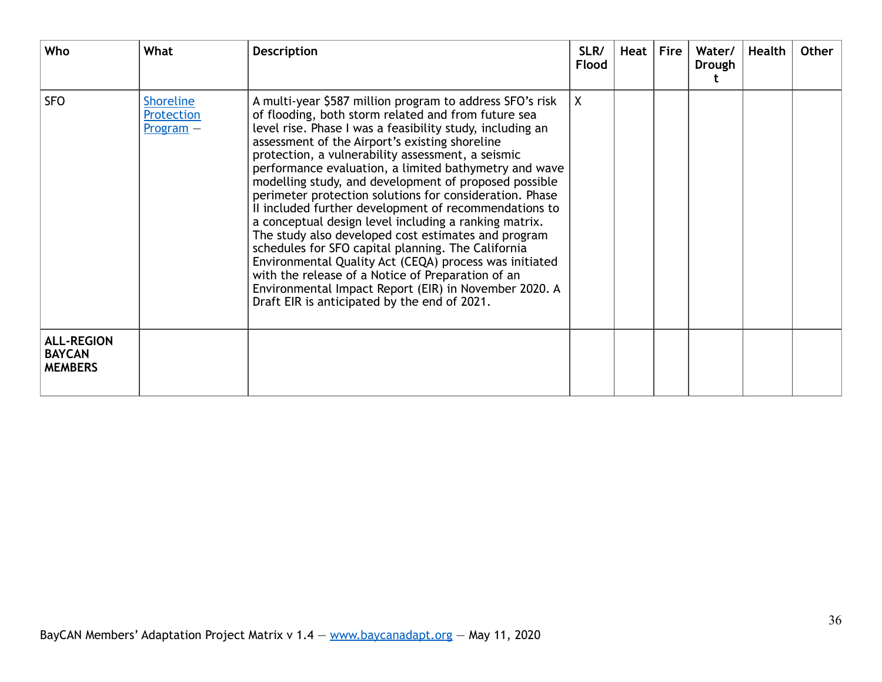| Who | What | Description | SLR/ Flood | Heat | Fire | Water/ Drought | Health | Other |
|---|---|---|---|---|---|---|---|---|
| SFO | Shoreline Protection Program — | A multi-year $587 million program to address SFO's risk of flooding, both storm related and from future sea level rise. Phase I was a feasibility study, including an assessment of the Airport's existing shoreline protection, a vulnerability assessment, a seismic performance evaluation, a limited bathymetry and wave modelling study, and development of proposed possible perimeter protection solutions for consideration. Phase II included further development of recommendations to a conceptual design level including a ranking matrix. The study also developed cost estimates and program schedules for SFO capital planning. The California Environmental Quality Act (CEQA) process was initiated with the release of a Notice of Preparation of an Environmental Impact Report (EIR) in November 2020. A Draft EIR is anticipated by the end of 2021. | X | | | | | |
| **ALL-REGION BAYCAN MEMBERS** | | | | | | | | |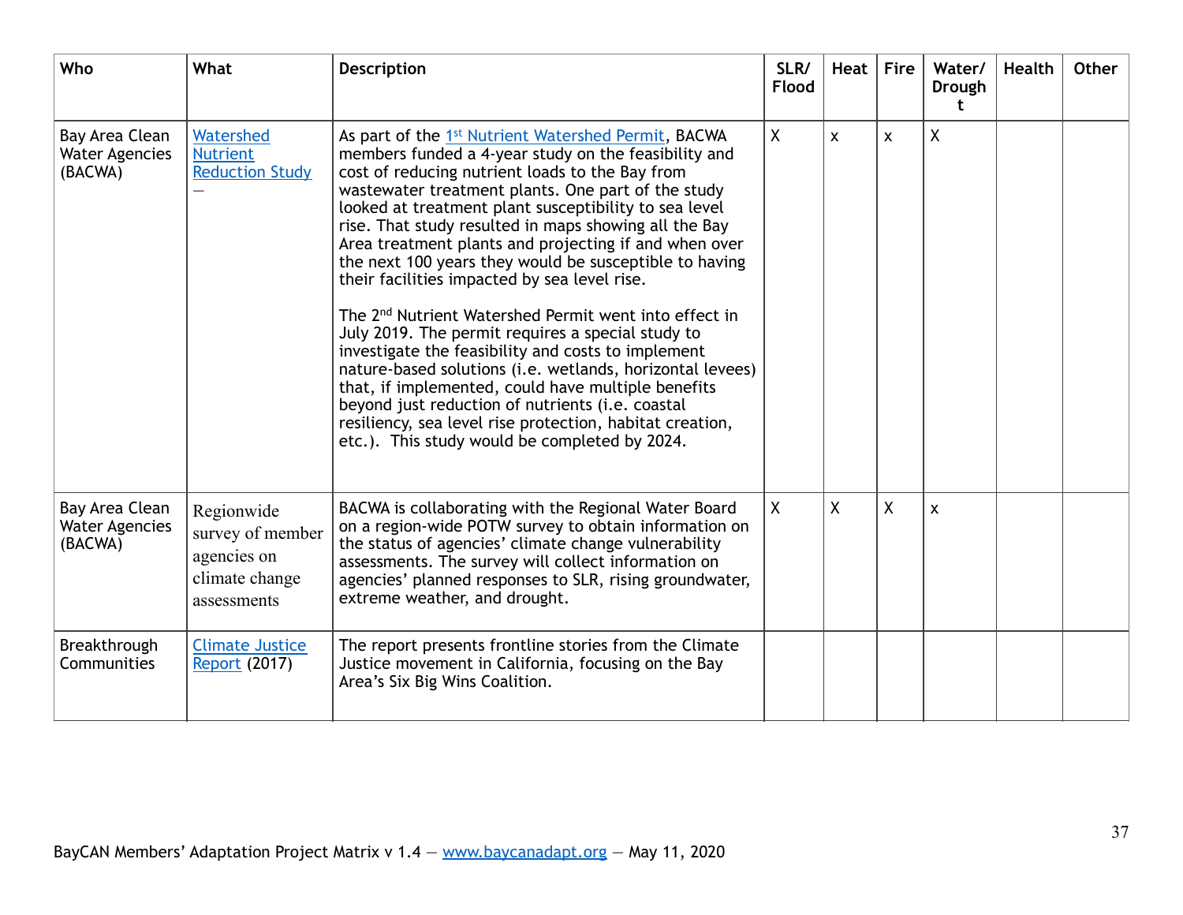| Who | What | Description | SLR/ Flood | Heat | Fire | Water/ Drought | Health | Other |
|---|---|---|---|---|---|---|---|---|
| Bay Area Clean Water Agencies (BACWA) | Watershed Nutrient Reduction Study – | As part of the 1st Nutrient Watershed Permit, BACWA members funded a 4-year study on the feasibility and cost of reducing nutrient loads to the Bay from wastewater treatment plants. One part of the study looked at treatment plant susceptibility to sea level rise. That study resulted in maps showing all the Bay Area treatment plants and projecting if and when over the next 100 years they would be susceptible to having their facilities impacted by sea level rise.<br><br>The 2nd Nutrient Watershed Permit went into effect in July 2019. The permit requires a special study to investigate the feasibility and costs to implement nature-based solutions (i.e. wetlands, horizontal levees) that, if implemented, could have multiple benefits beyond just reduction of nutrients (i.e. coastal resiliency, sea level rise protection, habitat creation, etc.). This study would be completed by 2024. | X | x | x | X | | |
| Bay Area Clean Water Agencies (BACWA) | Regionwide survey of member agencies on climate change assessments | BACWA is collaborating with the Regional Water Board on a region-wide POTW survey to obtain information on the status of agencies' climate change vulnerability assessments. The survey will collect information on agencies' planned responses to SLR, rising groundwater, extreme weather, and drought. | X | X | X | x | | |
| Breakthrough Communities | Climate Justice Report (2017) | The report presents frontline stories from the Climate Justice movement in California, focusing on the Bay Area's Six Big Wins Coalition. | | | | | | |

BayCAN Members' Adaptation Project Matrix v 1.4 — www.baycanadapt.org — May 11, 2020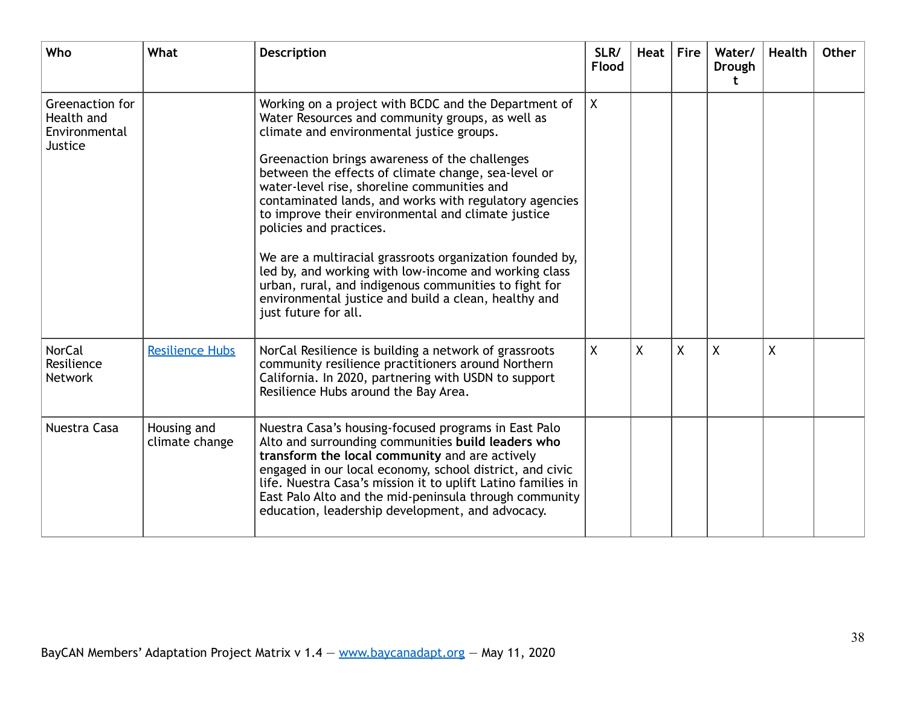| Who | What | Description | SLR/ Flood | Heat | Fire | Water/ Drought | Health | Other |
|---|---|---|---|---|---|---|---|---|
| Greenaction for Health and Environmental Justice | | Working on a project with BCDC and the Department of Water Resources and community groups, as well as climate and environmental justice groups.<br><br>Greenaction brings awareness of the challenges between the effects of climate change, sea-level or water-level rise, shoreline communities and contaminated lands, and works with regulatory agencies to improve their environmental and climate justice policies and practices.<br><br>We are a multiracial grassroots organization founded by, led by, and working with low-income and working class urban, rural, and indigenous communities to fight for environmental justice and build a clean, healthy and just future for all. | X | | | | | |
| NorCal Resilience Network | Resilience Hubs | NorCal Resilience is building a network of grassroots community resilience practitioners around Northern California. In 2020, partnering with USDN to support Resilience Hubs around the Bay Area. | X | X | X | X | X | |
| Nuestra Casa | Housing and climate change | Nuestra Casa's housing-focused programs in East Palo Alto and surrounding communities **build leaders who transform the local community** and are actively engaged in our local economy, school district, and civic life. Nuestra Casa's mission it to uplift Latino families in East Palo Alto and the mid-peninsula through community education, leadership development, and advocacy. | | | | | | |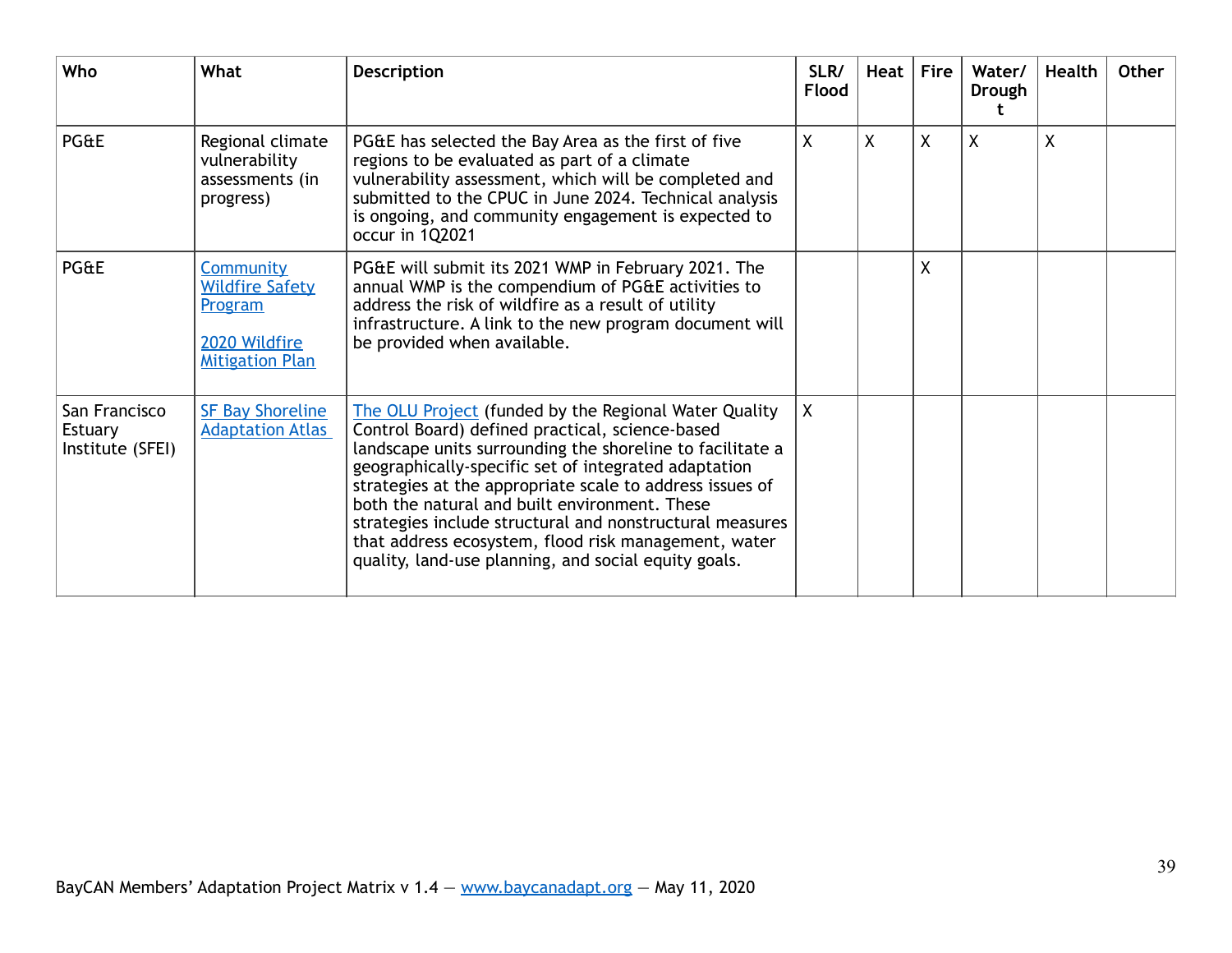| Who | What | Description | SLR/ Flood | Heat | Fire | Water/ Drought | Health | Other |
|---|---|---|---|---|---|---|---|---|
| PG&E | Regional climate vulnerability assessments (in progress) | PG&E has selected the Bay Area as the first of five regions to be evaluated as part of a climate vulnerability assessment, which will be completed and submitted to the CPUC in June 2024. Technical analysis is ongoing, and community engagement is expected to occur in 1Q2021 | X | X | X | X | X | |
| PG&E | Community Wildfire Safety Program<br><br>2020 Wildfire Mitigation Plan | PG&E will submit its 2021 WMP in February 2021. The annual WMP is the compendium of PG&E activities to address the risk of wildfire as a result of utility infrastructure. A link to the new program document will be provided when available. | | | X | | | |
| San Francisco Estuary Institute (SFEI) | SF Bay Shoreline Adaptation Atlas | The OLU Project (funded by the Regional Water Quality Control Board) defined practical, science-based landscape units surrounding the shoreline to facilitate a geographically-specific set of integrated adaptation strategies at the appropriate scale to address issues of both the natural and built environment. These strategies include structural and nonstructural measures that address ecosystem, flood risk management, water quality, land-use planning, and social equity goals. | X | | | | | |

BayCAN Members' Adaptation Project Matrix v 1.4 — www.baycanadapt.org — May 11, 2020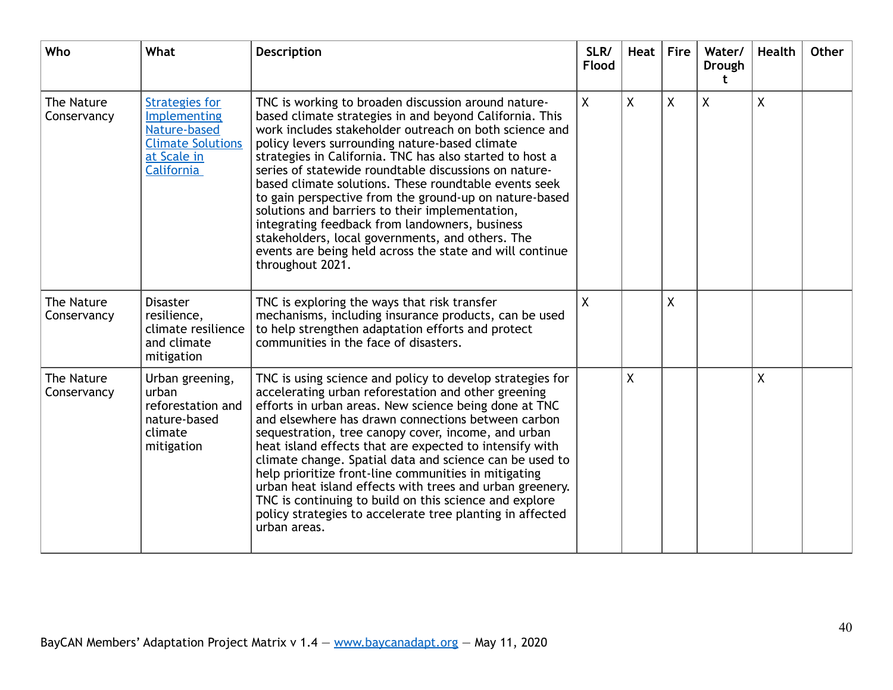| Who | What | Description | SLR/ Flood | Heat | Fire | Water/ Drought | Health | Other |
|---|---|---|---|---|---|---|---|---|
| The Nature Conservancy | Strategies for Implementing Nature-based Climate Solutions at Scale in California | TNC is working to broaden discussion around nature-based climate strategies in and beyond California. This work includes stakeholder outreach on both science and policy levers surrounding nature-based climate strategies in California. TNC has also started to host a series of statewide roundtable discussions on nature-based climate solutions. These roundtable events seek to gain perspective from the ground-up on nature-based solutions and barriers to their implementation, integrating feedback from landowners, business stakeholders, local governments, and others. The events are being held across the state and will continue throughout 2021. | X | X | X | X | X | |
| The Nature Conservancy | Disaster resilience, climate resilience and climate mitigation | TNC is exploring the ways that risk transfer mechanisms, including insurance products, can be used to help strengthen adaptation efforts and protect communities in the face of disasters. | X | | X | | | |
| The Nature Conservancy | Urban greening, urban reforestation and nature-based climate mitigation | TNC is using science and policy to develop strategies for accelerating urban reforestation and other greening efforts in urban areas. New science being done at TNC and elsewhere has drawn connections between carbon sequestration, tree canopy cover, income, and urban heat island effects that are expected to intensify with climate change. Spatial data and science can be used to help prioritize front-line communities in mitigating urban heat island effects with trees and urban greenery. TNC is continuing to build on this science and explore policy strategies to accelerate tree planting in affected urban areas. | | X | | | X | |

BayCAN Members' Adaptation Project Matrix v 1.4 — www.baycanadapt.org — May 11, 2020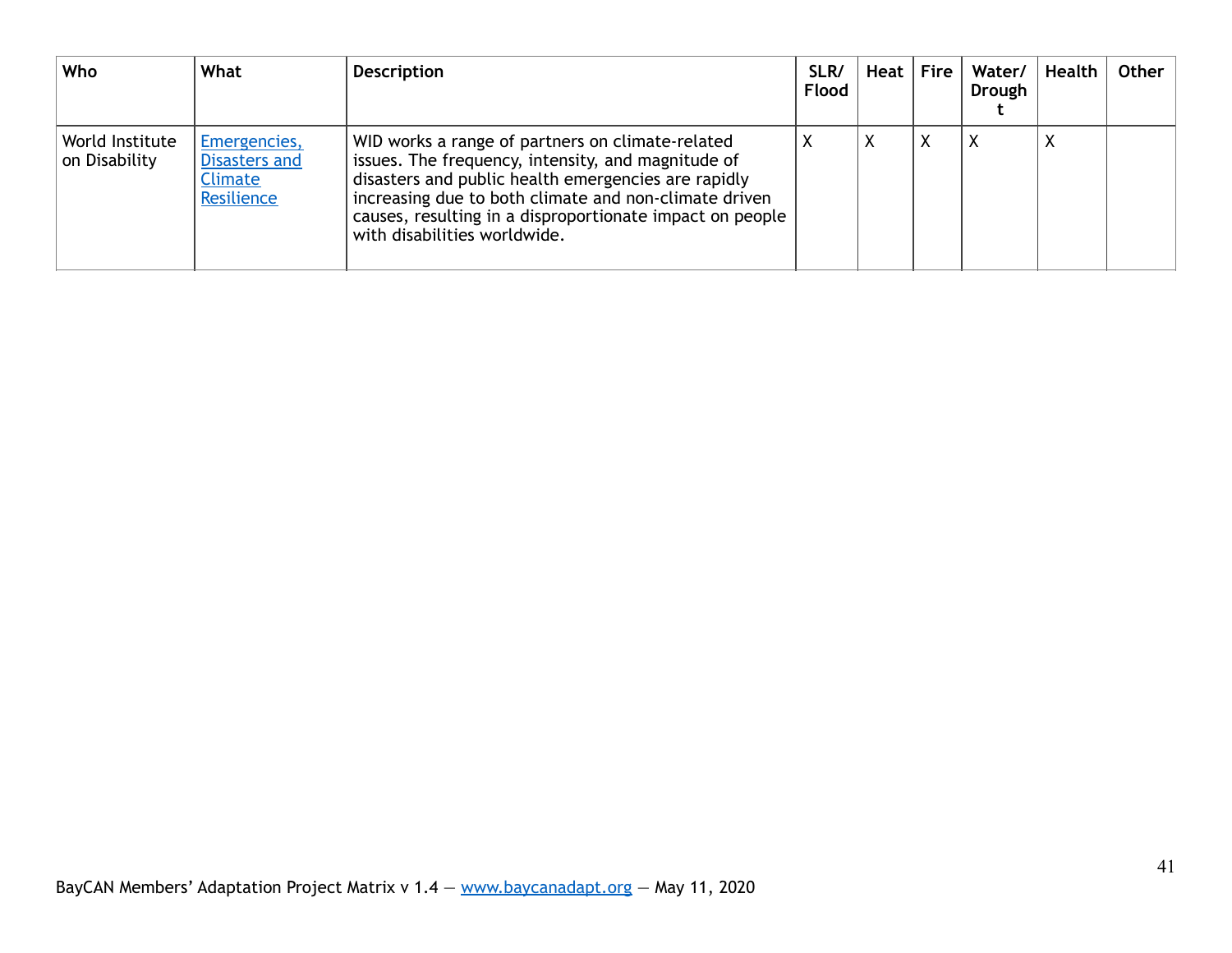| Who | What | Description | SLR/ Flood | Heat | Fire | Water/ Drought | Health | Other |
|---|---|---|---|---|---|---|---|---|
| World Institute on Disability | Emergencies, Disasters and Climate Resilience | WID works a range of partners on climate-related issues. The frequency, intensity, and magnitude of disasters and public health emergencies are rapidly increasing due to both climate and non-climate driven causes, resulting in a disproportionate impact on people with disabilities worldwide. | X | X | X | X | X | |